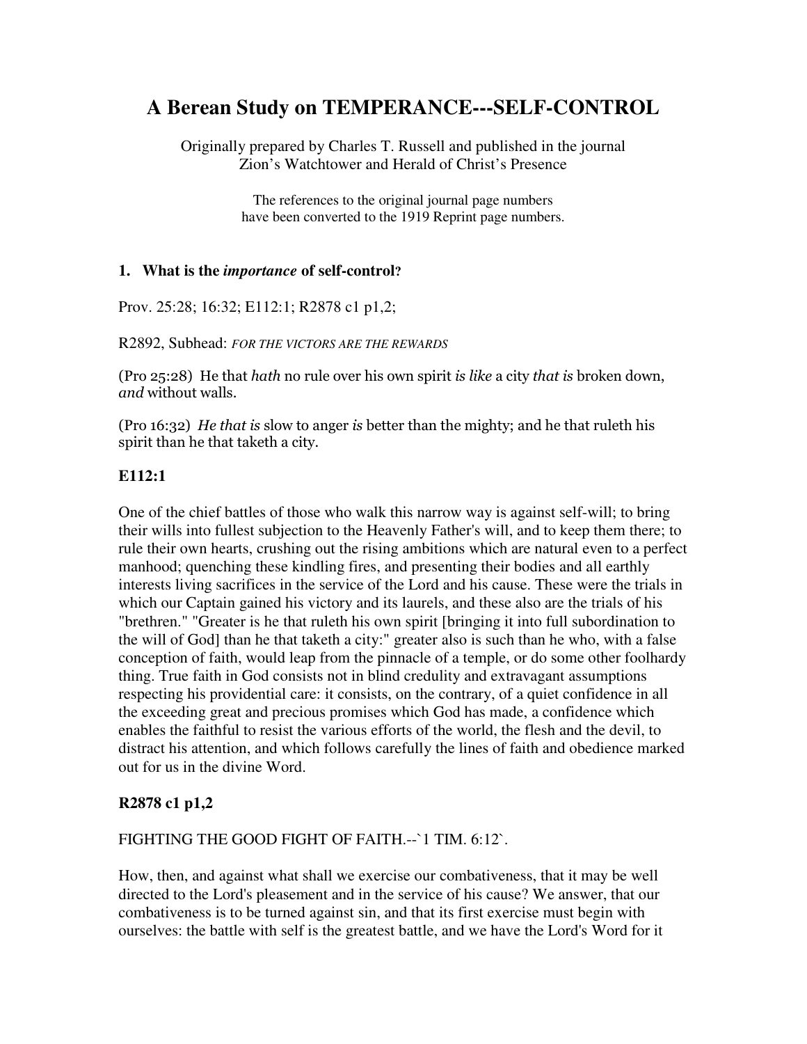# A Berean Study on TEMPERANCE---SELF-CONTROL

Originally prepared by Charles T. Russell and published in the journal
Zion's Watchtower and Herald of Christ's Presence

The references to the original journal page numbers
have been converted to the 1919 Reprint page numbers.

### 1. What is the *importance* of self-control?

Prov. 25:28; 16:32; E112:1; R2878 c1 p1,2;

R2892, Subhead: *FOR THE VICTORS ARE THE REWARDS*

(Pro 25:28) He that *hath* no rule over his own spirit *is like* a city *that is* broken down, *and* without walls.

(Pro 16:32) *He that is* slow to anger *is* better than the mighty; and he that ruleth his spirit than he that taketh a city.

### E112:1

One of the chief battles of those who walk this narrow way is against self-will; to bring their wills into fullest subjection to the Heavenly Father's will, and to keep them there; to rule their own hearts, crushing out the rising ambitions which are natural even to a perfect manhood; quenching these kindling fires, and presenting their bodies and all earthly interests living sacrifices in the service of the Lord and his cause. These were the trials in which our Captain gained his victory and its laurels, and these also are the trials of his "brethren." "Greater is he that ruleth his own spirit [bringing it into full subordination to the will of God] than he that taketh a city:" greater also is such than he who, with a false conception of faith, would leap from the pinnacle of a temple, or do some other foolhardy thing. True faith in God consists not in blind credulity and extravagant assumptions respecting his providential care: it consists, on the contrary, of a quiet confidence in all the exceeding great and precious promises which God has made, a confidence which enables the faithful to resist the various efforts of the world, the flesh and the devil, to distract his attention, and which follows carefully the lines of faith and obedience marked out for us in the divine Word.

### R2878 c1 p1,2

FIGHTING THE GOOD FIGHT OF FAITH.--`1 TIM. 6:12`.

How, then, and against what shall we exercise our combativeness, that it may be well directed to the Lord's pleasement and in the service of his cause? We answer, that our combativeness is to be turned against sin, and that its first exercise must begin with ourselves: the battle with self is the greatest battle, and we have the Lord's Word for it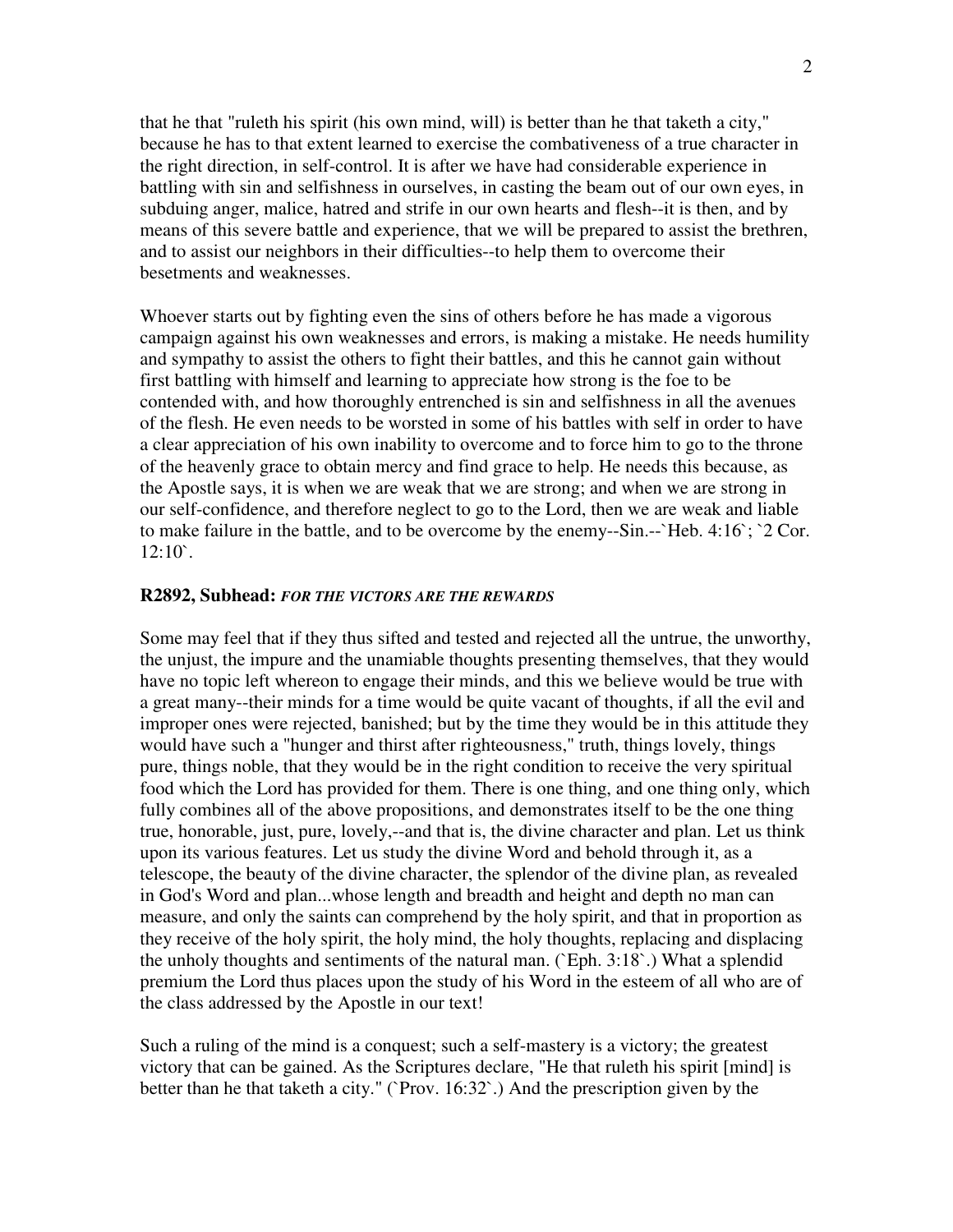that he that "ruleth his spirit (his own mind, will) is better than he that taketh a city," because he has to that extent learned to exercise the combativeness of a true character in the right direction, in self-control. It is after we have had considerable experience in battling with sin and selfishness in ourselves, in casting the beam out of our own eyes, in subduing anger, malice, hatred and strife in our own hearts and flesh--it is then, and by means of this severe battle and experience, that we will be prepared to assist the brethren, and to assist our neighbors in their difficulties--to help them to overcome their besetments and weaknesses.

Whoever starts out by fighting even the sins of others before he has made a vigorous campaign against his own weaknesses and errors, is making a mistake. He needs humility and sympathy to assist the others to fight their battles, and this he cannot gain without first battling with himself and learning to appreciate how strong is the foe to be contended with, and how thoroughly entrenched is sin and selfishness in all the avenues of the flesh. He even needs to be worsted in some of his battles with self in order to have a clear appreciation of his own inability to overcome and to force him to go to the throne of the heavenly grace to obtain mercy and find grace to help. He needs this because, as the Apostle says, it is when we are weak that we are strong; and when we are strong in our self-confidence, and therefore neglect to go to the Lord, then we are weak and liable to make failure in the battle, and to be overcome by the enemy--Sin.--`Heb. 4:16`; `2 Cor. 12:10`.

**R2892, Subhead:** ***FOR THE VICTORS ARE THE REWARDS***

Some may feel that if they thus sifted and tested and rejected all the untrue, the unworthy, the unjust, the impure and the unamiable thoughts presenting themselves, that they would have no topic left whereon to engage their minds, and this we believe would be true with a great many--their minds for a time would be quite vacant of thoughts, if all the evil and improper ones were rejected, banished; but by the time they would be in this attitude they would have such a "hunger and thirst after righteousness," truth, things lovely, things pure, things noble, that they would be in the right condition to receive the very spiritual food which the Lord has provided for them. There is one thing, and one thing only, which fully combines all of the above propositions, and demonstrates itself to be the one thing true, honorable, just, pure, lovely,--and that is, the divine character and plan. Let us think upon its various features. Let us study the divine Word and behold through it, as a telescope, the beauty of the divine character, the splendor of the divine plan, as revealed in God's Word and plan...whose length and breadth and height and depth no man can measure, and only the saints can comprehend by the holy spirit, and that in proportion as they receive of the holy spirit, the holy mind, the holy thoughts, replacing and displacing the unholy thoughts and sentiments of the natural man. (`Eph. 3:18`.) What a splendid premium the Lord thus places upon the study of his Word in the esteem of all who are of the class addressed by the Apostle in our text!

Such a ruling of the mind is a conquest; such a self-mastery is a victory; the greatest victory that can be gained. As the Scriptures declare, "He that ruleth his spirit [mind] is better than he that taketh a city." (`Prov. 16:32`.) And the prescription given by the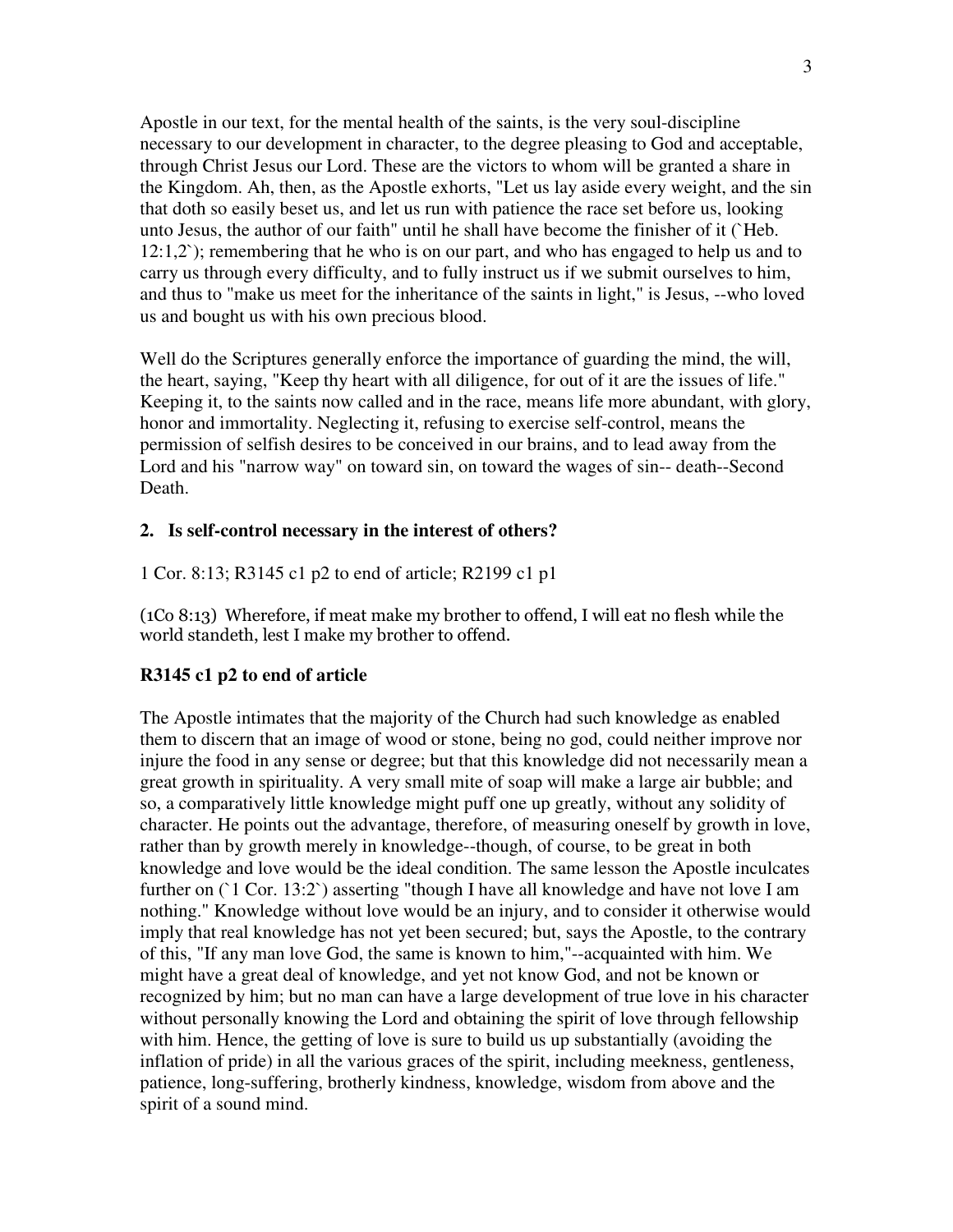Apostle in our text, for the mental health of the saints, is the very soul-discipline necessary to our development in character, to the degree pleasing to God and acceptable, through Christ Jesus our Lord. These are the victors to whom will be granted a share in the Kingdom. Ah, then, as the Apostle exhorts, "Let us lay aside every weight, and the sin that doth so easily beset us, and let us run with patience the race set before us, looking unto Jesus, the author of our faith" until he shall have become the finisher of it (`Heb. 12:1,2`); remembering that he who is on our part, and who has engaged to help us and to carry us through every difficulty, and to fully instruct us if we submit ourselves to him, and thus to "make us meet for the inheritance of the saints in light," is Jesus, --who loved us and bought us with his own precious blood.

Well do the Scriptures generally enforce the importance of guarding the mind, the will, the heart, saying, "Keep thy heart with all diligence, for out of it are the issues of life." Keeping it, to the saints now called and in the race, means life more abundant, with glory, honor and immortality. Neglecting it, refusing to exercise self-control, means the permission of selfish desires to be conceived in our brains, and to lead away from the Lord and his "narrow way" on toward sin, on toward the wages of sin-- death--Second Death.

**2. Is self-control necessary in the interest of others?**

1 Cor. 8:13; R3145 c1 p2 to end of article; R2199 c1 p1

(1Co 8:13) Wherefore, if meat make my brother to offend, I will eat no flesh while the world standeth, lest I make my brother to offend.

**R3145 c1 p2 to end of article**

The Apostle intimates that the majority of the Church had such knowledge as enabled them to discern that an image of wood or stone, being no god, could neither improve nor injure the food in any sense or degree; but that this knowledge did not necessarily mean a great growth in spirituality. A very small mite of soap will make a large air bubble; and so, a comparatively little knowledge might puff one up greatly, without any solidity of character. He points out the advantage, therefore, of measuring oneself by growth in love, rather than by growth merely in knowledge--though, of course, to be great in both knowledge and love would be the ideal condition. The same lesson the Apostle inculcates further on (`1 Cor. 13:2`) asserting "though I have all knowledge and have not love I am nothing." Knowledge without love would be an injury, and to consider it otherwise would imply that real knowledge has not yet been secured; but, says the Apostle, to the contrary of this, "If any man love God, the same is known to him,"--acquainted with him. We might have a great deal of knowledge, and yet not know God, and not be known or recognized by him; but no man can have a large development of true love in his character without personally knowing the Lord and obtaining the spirit of love through fellowship with him. Hence, the getting of love is sure to build us up substantially (avoiding the inflation of pride) in all the various graces of the spirit, including meekness, gentleness, patience, long-suffering, brotherly kindness, knowledge, wisdom from above and the spirit of a sound mind.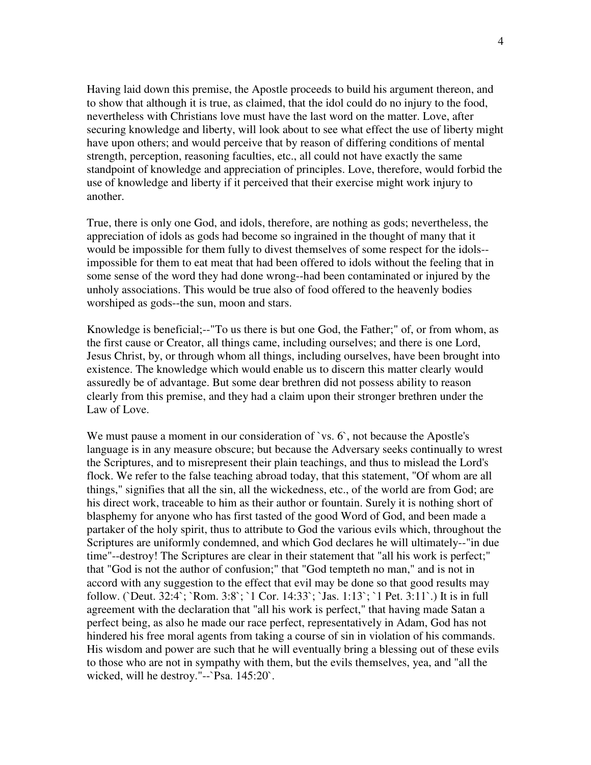Having laid down this premise, the Apostle proceeds to build his argument thereon, and to show that although it is true, as claimed, that the idol could do no injury to the food, nevertheless with Christians love must have the last word on the matter. Love, after securing knowledge and liberty, will look about to see what effect the use of liberty might have upon others; and would perceive that by reason of differing conditions of mental strength, perception, reasoning faculties, etc., all could not have exactly the same standpoint of knowledge and appreciation of principles. Love, therefore, would forbid the use of knowledge and liberty if it perceived that their exercise might work injury to another.

True, there is only one God, and idols, therefore, are nothing as gods; nevertheless, the appreciation of idols as gods had become so ingrained in the thought of many that it would be impossible for them fully to divest themselves of some respect for the idols--impossible for them to eat meat that had been offered to idols without the feeling that in some sense of the word they had done wrong--had been contaminated or injured by the unholy associations. This would be true also of food offered to the heavenly bodies worshiped as gods--the sun, moon and stars.

Knowledge is beneficial;--"To us there is but one God, the Father;" of, or from whom, as the first cause or Creator, all things came, including ourselves; and there is one Lord, Jesus Christ, by, or through whom all things, including ourselves, have been brought into existence. The knowledge which would enable us to discern this matter clearly would assuredly be of advantage. But some dear brethren did not possess ability to reason clearly from this premise, and they had a claim upon their stronger brethren under the Law of Love.

We must pause a moment in our consideration of `vs. 6`, not because the Apostle's language is in any measure obscure; but because the Adversary seeks continually to wrest the Scriptures, and to misrepresent their plain teachings, and thus to mislead the Lord's flock. We refer to the false teaching abroad today, that this statement, "Of whom are all things," signifies that all the sin, all the wickedness, etc., of the world are from God; are his direct work, traceable to him as their author or fountain. Surely it is nothing short of blasphemy for anyone who has first tasted of the good Word of God, and been made a partaker of the holy spirit, thus to attribute to God the various evils which, throughout the Scriptures are uniformly condemned, and which God declares he will ultimately--"in due time"--destroy! The Scriptures are clear in their statement that "all his work is perfect;" that "God is not the author of confusion;" that "God tempteth no man," and is not in accord with any suggestion to the effect that evil may be done so that good results may follow. (`Deut. 32:4`; `Rom. 3:8`; `1 Cor. 14:33`; `Jas. 1:13`; `1 Pet. 3:11`.) It is in full agreement with the declaration that "all his work is perfect," that having made Satan a perfect being, as also he made our race perfect, representatively in Adam, God has not hindered his free moral agents from taking a course of sin in violation of his commands. His wisdom and power are such that he will eventually bring a blessing out of these evils to those who are not in sympathy with them, but the evils themselves, yea, and "all the wicked, will he destroy."--`Psa. 145:20`.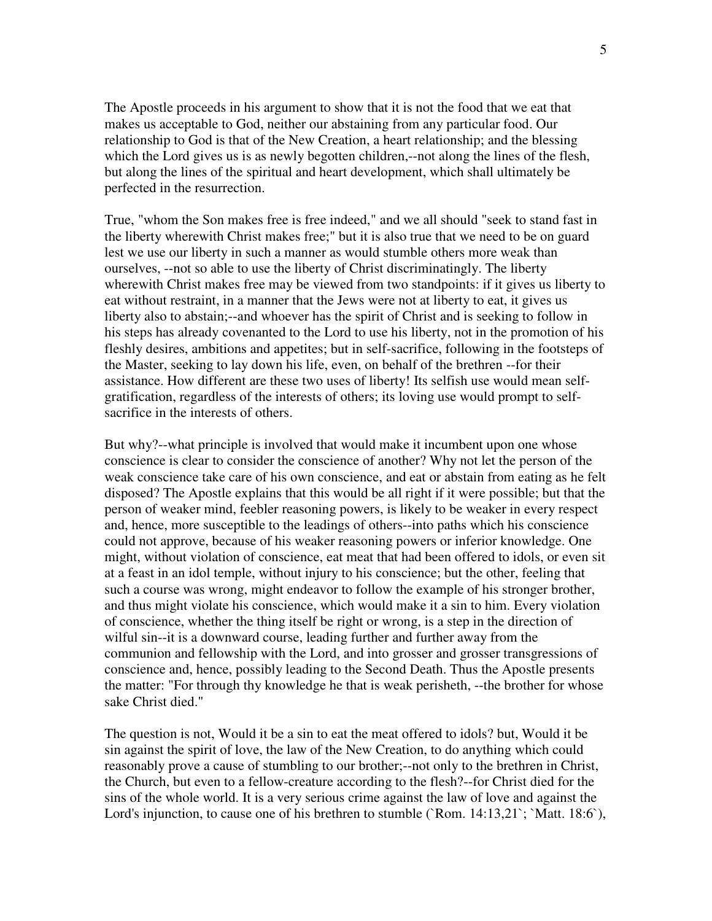The Apostle proceeds in his argument to show that it is not the food that we eat that makes us acceptable to God, neither our abstaining from any particular food. Our relationship to God is that of the New Creation, a heart relationship; and the blessing which the Lord gives us is as newly begotten children,--not along the lines of the flesh, but along the lines of the spiritual and heart development, which shall ultimately be perfected in the resurrection.

True, "whom the Son makes free is free indeed," and we all should "seek to stand fast in the liberty wherewith Christ makes free;" but it is also true that we need to be on guard lest we use our liberty in such a manner as would stumble others more weak than ourselves, --not so able to use the liberty of Christ discriminatingly. The liberty wherewith Christ makes free may be viewed from two standpoints: if it gives us liberty to eat without restraint, in a manner that the Jews were not at liberty to eat, it gives us liberty also to abstain;--and whoever has the spirit of Christ and is seeking to follow in his steps has already covenanted to the Lord to use his liberty, not in the promotion of his fleshly desires, ambitions and appetites; but in self-sacrifice, following in the footsteps of the Master, seeking to lay down his life, even, on behalf of the brethren --for their assistance. How different are these two uses of liberty! Its selfish use would mean self-gratification, regardless of the interests of others; its loving use would prompt to self-sacrifice in the interests of others.

But why?--what principle is involved that would make it incumbent upon one whose conscience is clear to consider the conscience of another? Why not let the person of the weak conscience take care of his own conscience, and eat or abstain from eating as he felt disposed? The Apostle explains that this would be all right if it were possible; but that the person of weaker mind, feebler reasoning powers, is likely to be weaker in every respect and, hence, more susceptible to the leadings of others--into paths which his conscience could not approve, because of his weaker reasoning powers or inferior knowledge. One might, without violation of conscience, eat meat that had been offered to idols, or even sit at a feast in an idol temple, without injury to his conscience; but the other, feeling that such a course was wrong, might endeavor to follow the example of his stronger brother, and thus might violate his conscience, which would make it a sin to him. Every violation of conscience, whether the thing itself be right or wrong, is a step in the direction of wilful sin--it is a downward course, leading further and further away from the communion and fellowship with the Lord, and into grosser and grosser transgressions of conscience and, hence, possibly leading to the Second Death. Thus the Apostle presents the matter: "For through thy knowledge he that is weak perisheth, --the brother for whose sake Christ died."

The question is not, Would it be a sin to eat the meat offered to idols? but, Would it be sin against the spirit of love, the law of the New Creation, to do anything which could reasonably prove a cause of stumbling to our brother;--not only to the brethren in Christ, the Church, but even to a fellow-creature according to the flesh?--for Christ died for the sins of the whole world. It is a very serious crime against the law of love and against the Lord's injunction, to cause one of his brethren to stumble (`Rom. 14:13,21`; `Matt. 18:6`),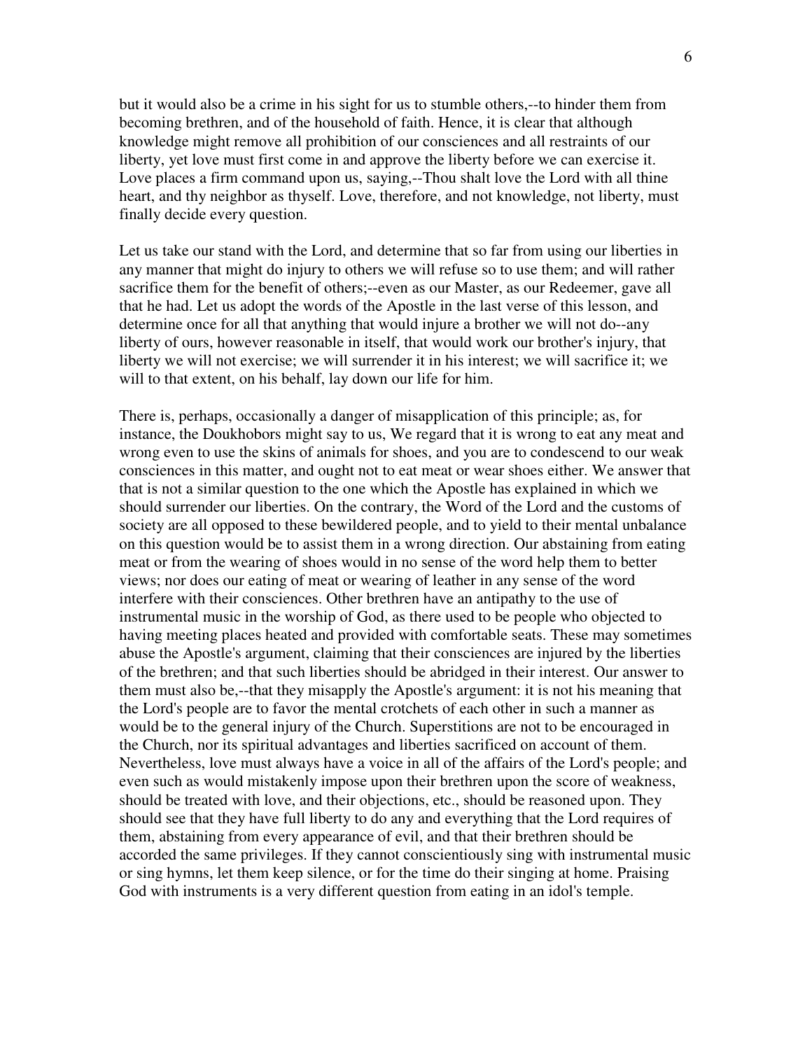but it would also be a crime in his sight for us to stumble others,--to hinder them from becoming brethren, and of the household of faith. Hence, it is clear that although knowledge might remove all prohibition of our consciences and all restraints of our liberty, yet love must first come in and approve the liberty before we can exercise it. Love places a firm command upon us, saying,--Thou shalt love the Lord with all thine heart, and thy neighbor as thyself. Love, therefore, and not knowledge, not liberty, must finally decide every question.

Let us take our stand with the Lord, and determine that so far from using our liberties in any manner that might do injury to others we will refuse so to use them; and will rather sacrifice them for the benefit of others;--even as our Master, as our Redeemer, gave all that he had. Let us adopt the words of the Apostle in the last verse of this lesson, and determine once for all that anything that would injure a brother we will not do--any liberty of ours, however reasonable in itself, that would work our brother's injury, that liberty we will not exercise; we will surrender it in his interest; we will sacrifice it; we will to that extent, on his behalf, lay down our life for him.

There is, perhaps, occasionally a danger of misapplication of this principle; as, for instance, the Doukhobors might say to us, We regard that it is wrong to eat any meat and wrong even to use the skins of animals for shoes, and you are to condescend to our weak consciences in this matter, and ought not to eat meat or wear shoes either. We answer that that is not a similar question to the one which the Apostle has explained in which we should surrender our liberties. On the contrary, the Word of the Lord and the customs of society are all opposed to these bewildered people, and to yield to their mental unbalance on this question would be to assist them in a wrong direction. Our abstaining from eating meat or from the wearing of shoes would in no sense of the word help them to better views; nor does our eating of meat or wearing of leather in any sense of the word interfere with their consciences. Other brethren have an antipathy to the use of instrumental music in the worship of God, as there used to be people who objected to having meeting places heated and provided with comfortable seats. These may sometimes abuse the Apostle's argument, claiming that their consciences are injured by the liberties of the brethren; and that such liberties should be abridged in their interest. Our answer to them must also be,--that they misapply the Apostle's argument: it is not his meaning that the Lord's people are to favor the mental crotchets of each other in such a manner as would be to the general injury of the Church. Superstitions are not to be encouraged in the Church, nor its spiritual advantages and liberties sacrificed on account of them. Nevertheless, love must always have a voice in all of the affairs of the Lord's people; and even such as would mistakenly impose upon their brethren upon the score of weakness, should be treated with love, and their objections, etc., should be reasoned upon. They should see that they have full liberty to do any and everything that the Lord requires of them, abstaining from every appearance of evil, and that their brethren should be accorded the same privileges. If they cannot conscientiously sing with instrumental music or sing hymns, let them keep silence, or for the time do their singing at home. Praising God with instruments is a very different question from eating in an idol's temple.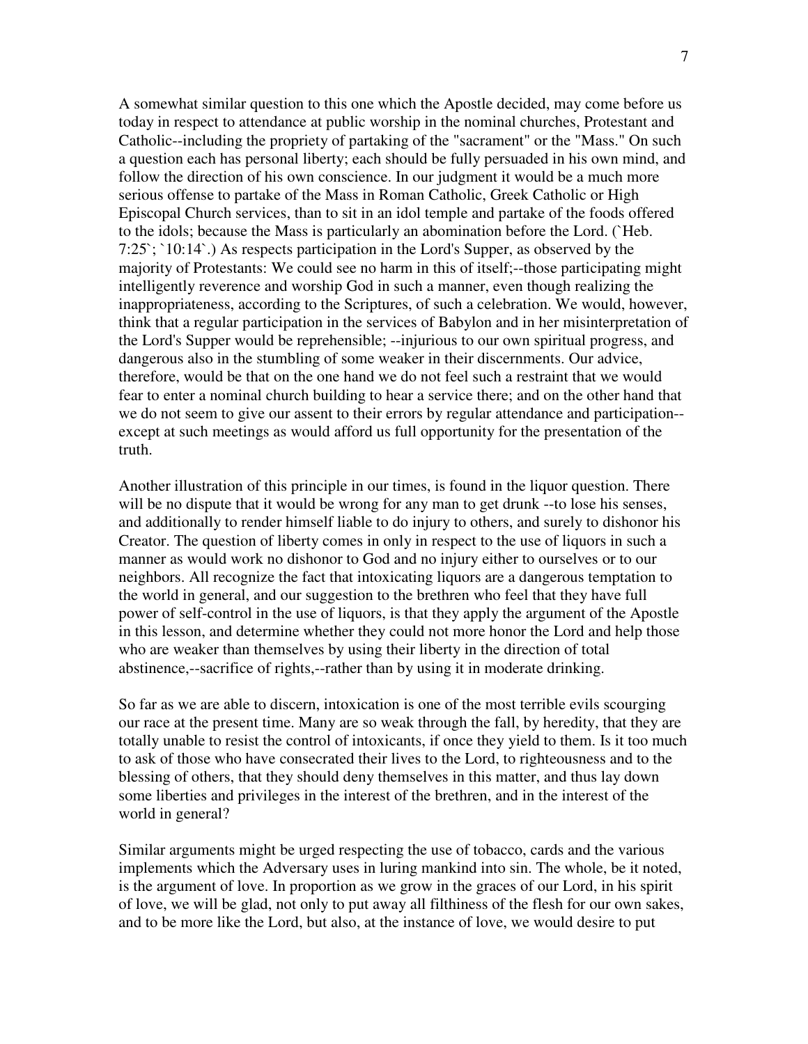A somewhat similar question to this one which the Apostle decided, may come before us today in respect to attendance at public worship in the nominal churches, Protestant and Catholic--including the propriety of partaking of the "sacrament" or the "Mass." On such a question each has personal liberty; each should be fully persuaded in his own mind, and follow the direction of his own conscience. In our judgment it would be a much more serious offense to partake of the Mass in Roman Catholic, Greek Catholic or High Episcopal Church services, than to sit in an idol temple and partake of the foods offered to the idols; because the Mass is particularly an abomination before the Lord. (`Heb. 7:25`; `10:14`.) As respects participation in the Lord's Supper, as observed by the majority of Protestants: We could see no harm in this of itself;--those participating might intelligently reverence and worship God in such a manner, even though realizing the inappropriateness, according to the Scriptures, of such a celebration. We would, however, think that a regular participation in the services of Babylon and in her misinterpretation of the Lord's Supper would be reprehensible; --injurious to our own spiritual progress, and dangerous also in the stumbling of some weaker in their discernments. Our advice, therefore, would be that on the one hand we do not feel such a restraint that we would fear to enter a nominal church building to hear a service there; and on the other hand that we do not seem to give our assent to their errors by regular attendance and participation--except at such meetings as would afford us full opportunity for the presentation of the truth.

Another illustration of this principle in our times, is found in the liquor question. There will be no dispute that it would be wrong for any man to get drunk --to lose his senses, and additionally to render himself liable to do injury to others, and surely to dishonor his Creator. The question of liberty comes in only in respect to the use of liquors in such a manner as would work no dishonor to God and no injury either to ourselves or to our neighbors. All recognize the fact that intoxicating liquors are a dangerous temptation to the world in general, and our suggestion to the brethren who feel that they have full power of self-control in the use of liquors, is that they apply the argument of the Apostle in this lesson, and determine whether they could not more honor the Lord and help those who are weaker than themselves by using their liberty in the direction of total abstinence,--sacrifice of rights,--rather than by using it in moderate drinking.

So far as we are able to discern, intoxication is one of the most terrible evils scourging our race at the present time. Many are so weak through the fall, by heredity, that they are totally unable to resist the control of intoxicants, if once they yield to them. Is it too much to ask of those who have consecrated their lives to the Lord, to righteousness and to the blessing of others, that they should deny themselves in this matter, and thus lay down some liberties and privileges in the interest of the brethren, and in the interest of the world in general?

Similar arguments might be urged respecting the use of tobacco, cards and the various implements which the Adversary uses in luring mankind into sin. The whole, be it noted, is the argument of love. In proportion as we grow in the graces of our Lord, in his spirit of love, we will be glad, not only to put away all filthiness of the flesh for our own sakes, and to be more like the Lord, but also, at the instance of love, we would desire to put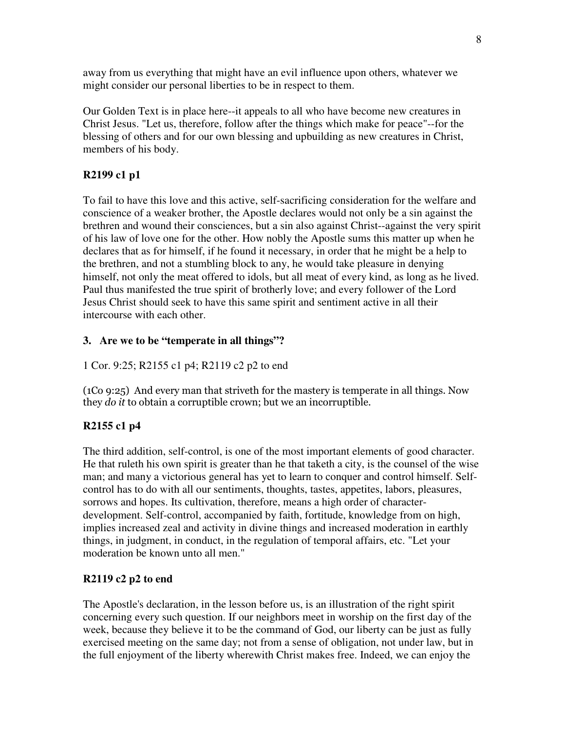away from us everything that might have an evil influence upon others, whatever we might consider our personal liberties to be in respect to them.

Our Golden Text is in place here--it appeals to all who have become new creatures in Christ Jesus. "Let us, therefore, follow after the things which make for peace"--for the blessing of others and for our own blessing and upbuilding as new creatures in Christ, members of his body.

### R2199 c1 p1

To fail to have this love and this active, self-sacrificing consideration for the welfare and conscience of a weaker brother, the Apostle declares would not only be a sin against the brethren and wound their consciences, but a sin also against Christ--against the very spirit of his law of love one for the other. How nobly the Apostle sums this matter up when he declares that as for himself, if he found it necessary, in order that he might be a help to the brethren, and not a stumbling block to any, he would take pleasure in denying himself, not only the meat offered to idols, but all meat of every kind, as long as he lived. Paul thus manifested the true spirit of brotherly love; and every follower of the Lord Jesus Christ should seek to have this same spirit and sentiment active in all their intercourse with each other.

### 3. Are we to be "temperate in all things"?

1 Cor. 9:25; R2155 c1 p4; R2119 c2 p2 to end

(1Co 9:25) And every man that striveth for the mastery is temperate in all things. Now they *do it* to obtain a corruptible crown; but we an incorruptible.

### R2155 c1 p4

The third addition, self-control, is one of the most important elements of good character. He that ruleth his own spirit is greater than he that taketh a city, is the counsel of the wise man; and many a victorious general has yet to learn to conquer and control himself. Self-control has to do with all our sentiments, thoughts, tastes, appetites, labors, pleasures, sorrows and hopes. Its cultivation, therefore, means a high order of character-development. Self-control, accompanied by faith, fortitude, knowledge from on high, implies increased zeal and activity in divine things and increased moderation in earthly things, in judgment, in conduct, in the regulation of temporal affairs, etc. "Let your moderation be known unto all men."

### R2119 c2 p2 to end

The Apostle's declaration, in the lesson before us, is an illustration of the right spirit concerning every such question. If our neighbors meet in worship on the first day of the week, because they believe it to be the command of God, our liberty can be just as fully exercised meeting on the same day; not from a sense of obligation, not under law, but in the full enjoyment of the liberty wherewith Christ makes free. Indeed, we can enjoy the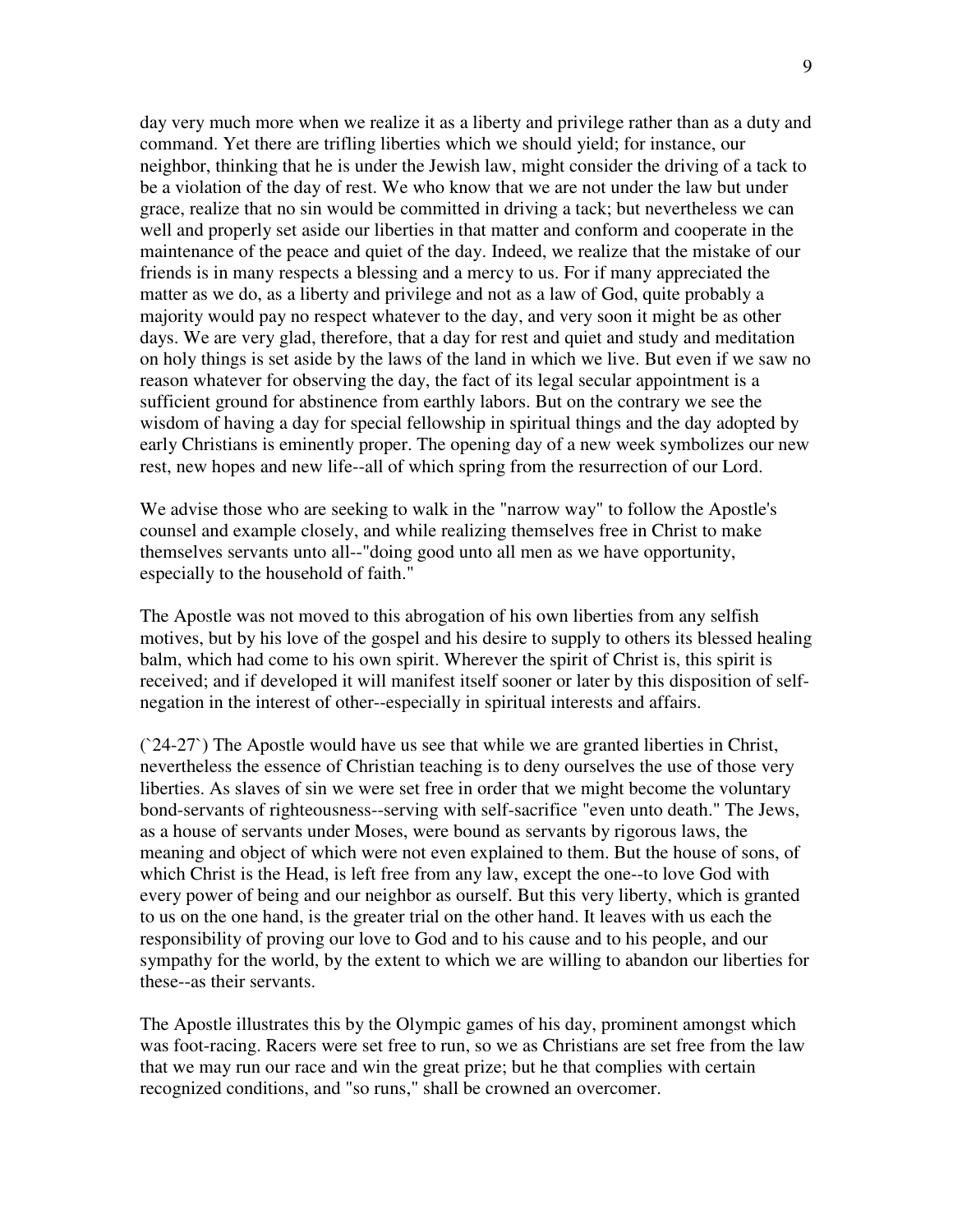day very much more when we realize it as a liberty and privilege rather than as a duty and command. Yet there are trifling liberties which we should yield; for instance, our neighbor, thinking that he is under the Jewish law, might consider the driving of a tack to be a violation of the day of rest. We who know that we are not under the law but under grace, realize that no sin would be committed in driving a tack; but nevertheless we can well and properly set aside our liberties in that matter and conform and cooperate in the maintenance of the peace and quiet of the day. Indeed, we realize that the mistake of our friends is in many respects a blessing and a mercy to us. For if many appreciated the matter as we do, as a liberty and privilege and not as a law of God, quite probably a majority would pay no respect whatever to the day, and very soon it might be as other days. We are very glad, therefore, that a day for rest and quiet and study and meditation on holy things is set aside by the laws of the land in which we live. But even if we saw no reason whatever for observing the day, the fact of its legal secular appointment is a sufficient ground for abstinence from earthly labors. But on the contrary we see the wisdom of having a day for special fellowship in spiritual things and the day adopted by early Christians is eminently proper. The opening day of a new week symbolizes our new rest, new hopes and new life--all of which spring from the resurrection of our Lord.

We advise those who are seeking to walk in the "narrow way" to follow the Apostle's counsel and example closely, and while realizing themselves free in Christ to make themselves servants unto all--"doing good unto all men as we have opportunity, especially to the household of faith."

The Apostle was not moved to this abrogation of his own liberties from any selfish motives, but by his love of the gospel and his desire to supply to others its blessed healing balm, which had come to his own spirit. Wherever the spirit of Christ is, this spirit is received; and if developed it will manifest itself sooner or later by this disposition of self-negation in the interest of other--especially in spiritual interests and affairs.

(`24-27`) The Apostle would have us see that while we are granted liberties in Christ, nevertheless the essence of Christian teaching is to deny ourselves the use of those very liberties. As slaves of sin we were set free in order that we might become the voluntary bond-servants of righteousness--serving with self-sacrifice "even unto death." The Jews, as a house of servants under Moses, were bound as servants by rigorous laws, the meaning and object of which were not even explained to them. But the house of sons, of which Christ is the Head, is left free from any law, except the one--to love God with every power of being and our neighbor as ourself. But this very liberty, which is granted to us on the one hand, is the greater trial on the other hand. It leaves with us each the responsibility of proving our love to God and to his cause and to his people, and our sympathy for the world, by the extent to which we are willing to abandon our liberties for these--as their servants.

The Apostle illustrates this by the Olympic games of his day, prominent amongst which was foot-racing. Racers were set free to run, so we as Christians are set free from the law that we may run our race and win the great prize; but he that complies with certain recognized conditions, and "so runs," shall be crowned an overcomer.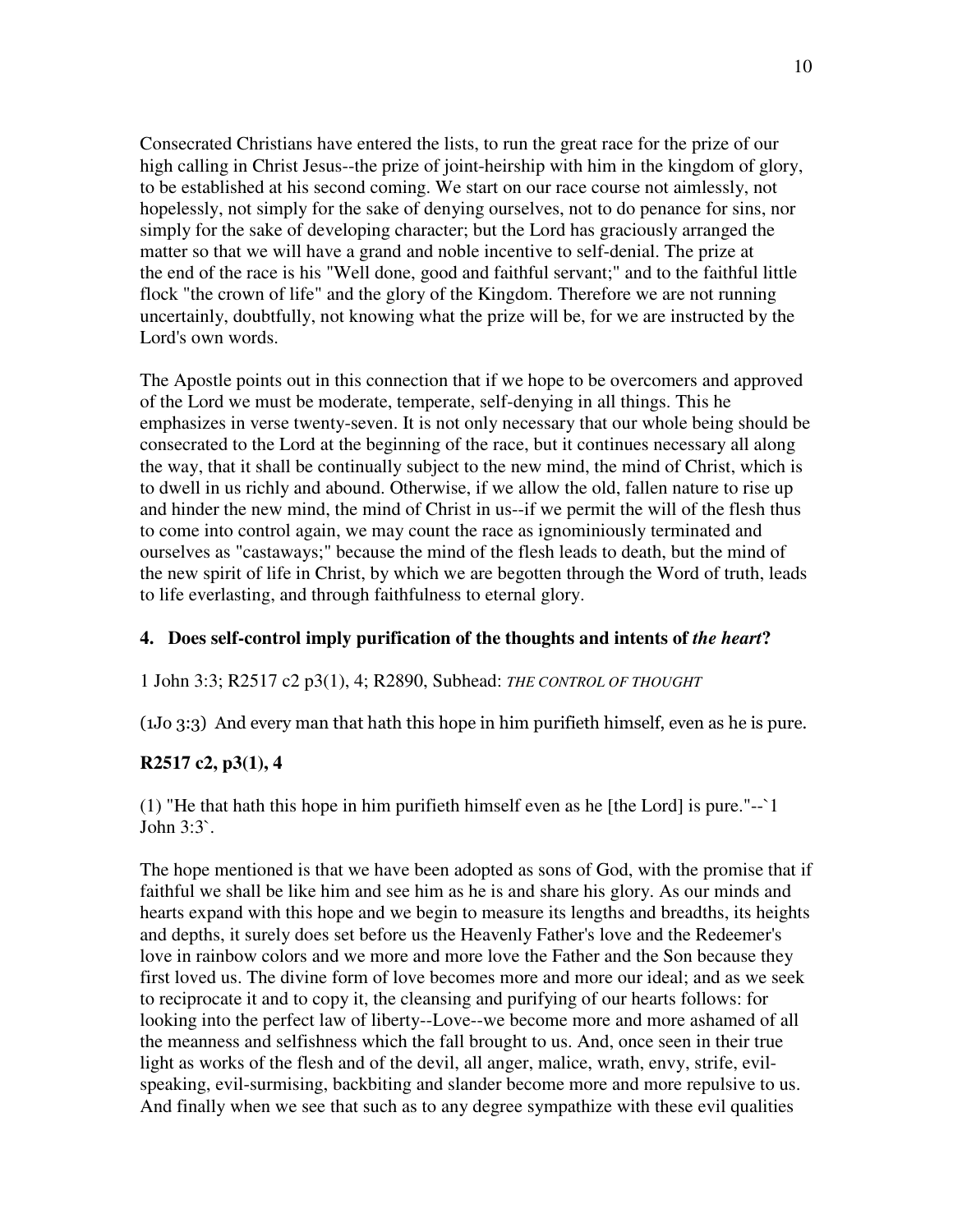Consecrated Christians have entered the lists, to run the great race for the prize of our high calling in Christ Jesus--the prize of joint-heirship with him in the kingdom of glory, to be established at his second coming. We start on our race course not aimlessly, not hopelessly, not simply for the sake of denying ourselves, not to do penance for sins, nor simply for the sake of developing character; but the Lord has graciously arranged the matter so that we will have a grand and noble incentive to self-denial. The prize at the end of the race is his "Well done, good and faithful servant;" and to the faithful little flock "the crown of life" and the glory of the Kingdom. Therefore we are not running uncertainly, doubtfully, not knowing what the prize will be, for we are instructed by the Lord's own words.

The Apostle points out in this connection that if we hope to be overcomers and approved of the Lord we must be moderate, temperate, self-denying in all things. This he emphasizes in verse twenty-seven. It is not only necessary that our whole being should be consecrated to the Lord at the beginning of the race, but it continues necessary all along the way, that it shall be continually subject to the new mind, the mind of Christ, which is to dwell in us richly and abound. Otherwise, if we allow the old, fallen nature to rise up and hinder the new mind, the mind of Christ in us--if we permit the will of the flesh thus to come into control again, we may count the race as ignominiously terminated and ourselves as "castaways;" because the mind of the flesh leads to death, but the mind of the new spirit of life in Christ, by which we are begotten through the Word of truth, leads to life everlasting, and through faithfulness to eternal glory.

**4. Does self-control imply purification of the thoughts and intents of *the heart*?**

1 John 3:3; R2517 c2 p3(1), 4; R2890, Subhead: *THE CONTROL OF THOUGHT*

(1Jo 3:3) And every man that hath this hope in him purifieth himself, even as he is pure.

**R2517 c2, p3(1), 4**

(1) "He that hath this hope in him purifieth himself even as he [the Lord] is pure."--`1 John 3:3`.

The hope mentioned is that we have been adopted as sons of God, with the promise that if faithful we shall be like him and see him as he is and share his glory. As our minds and hearts expand with this hope and we begin to measure its lengths and breadths, its heights and depths, it surely does set before us the Heavenly Father's love and the Redeemer's love in rainbow colors and we more and more love the Father and the Son because they first loved us. The divine form of love becomes more and more our ideal; and as we seek to reciprocate it and to copy it, the cleansing and purifying of our hearts follows: for looking into the perfect law of liberty--Love--we become more and more ashamed of all the meanness and selfishness which the fall brought to us. And, once seen in their true light as works of the flesh and of the devil, all anger, malice, wrath, envy, strife, evil-speaking, evil-surmising, backbiting and slander become more and more repulsive to us. And finally when we see that such as to any degree sympathize with these evil qualities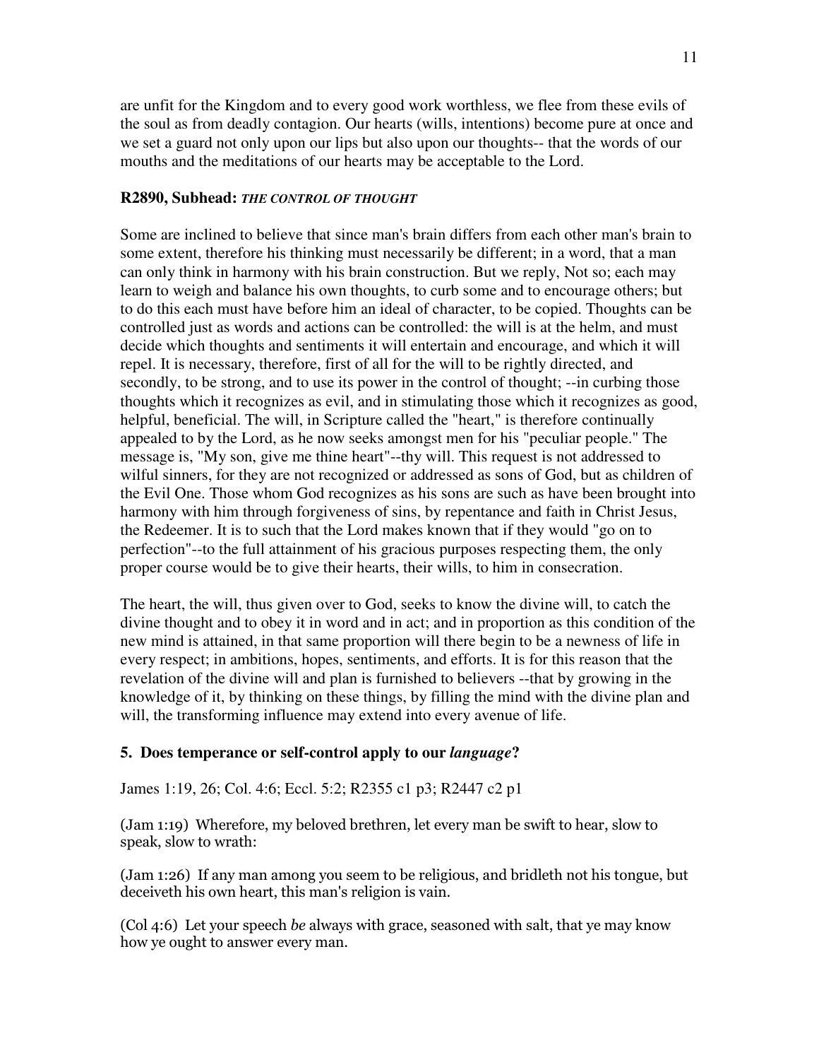are unfit for the Kingdom and to every good work worthless, we flee from these evils of the soul as from deadly contagion. Our hearts (wills, intentions) become pure at once and we set a guard not only upon our lips but also upon our thoughts-- that the words of our mouths and the meditations of our hearts may be acceptable to the Lord.

**R2890, Subhead:** ***THE CONTROL OF THOUGHT***

Some are inclined to believe that since man's brain differs from each other man's brain to some extent, therefore his thinking must necessarily be different; in a word, that a man can only think in harmony with his brain construction. But we reply, Not so; each may learn to weigh and balance his own thoughts, to curb some and to encourage others; but to do this each must have before him an ideal of character, to be copied. Thoughts can be controlled just as words and actions can be controlled: the will is at the helm, and must decide which thoughts and sentiments it will entertain and encourage, and which it will repel. It is necessary, therefore, first of all for the will to be rightly directed, and secondly, to be strong, and to use its power in the control of thought; --in curbing those thoughts which it recognizes as evil, and in stimulating those which it recognizes as good, helpful, beneficial. The will, in Scripture called the "heart," is therefore continually appealed to by the Lord, as he now seeks amongst men for his "peculiar people." The message is, "My son, give me thine heart"--thy will. This request is not addressed to wilful sinners, for they are not recognized or addressed as sons of God, but as children of the Evil One. Those whom God recognizes as his sons are such as have been brought into harmony with him through forgiveness of sins, by repentance and faith in Christ Jesus, the Redeemer. It is to such that the Lord makes known that if they would "go on to perfection"--to the full attainment of his gracious purposes respecting them, the only proper course would be to give their hearts, their wills, to him in consecration.

The heart, the will, thus given over to God, seeks to know the divine will, to catch the divine thought and to obey it in word and in act; and in proportion as this condition of the new mind is attained, in that same proportion will there begin to be a newness of life in every respect; in ambitions, hopes, sentiments, and efforts. It is for this reason that the revelation of the divine will and plan is furnished to believers --that by growing in the knowledge of it, by thinking on these things, by filling the mind with the divine plan and will, the transforming influence may extend into every avenue of life.

**5. Does temperance or self-control apply to our *language*?**

James 1:19, 26; Col. 4:6; Eccl. 5:2; R2355 c1 p3; R2447 c2 p1

(Jam 1:19) Wherefore, my beloved brethren, let every man be swift to hear, slow to speak, slow to wrath:

(Jam 1:26) If any man among you seem to be religious, and bridleth not his tongue, but deceiveth his own heart, this man's religion is vain.

(Col 4:6) Let your speech *be* always with grace, seasoned with salt, that ye may know how ye ought to answer every man.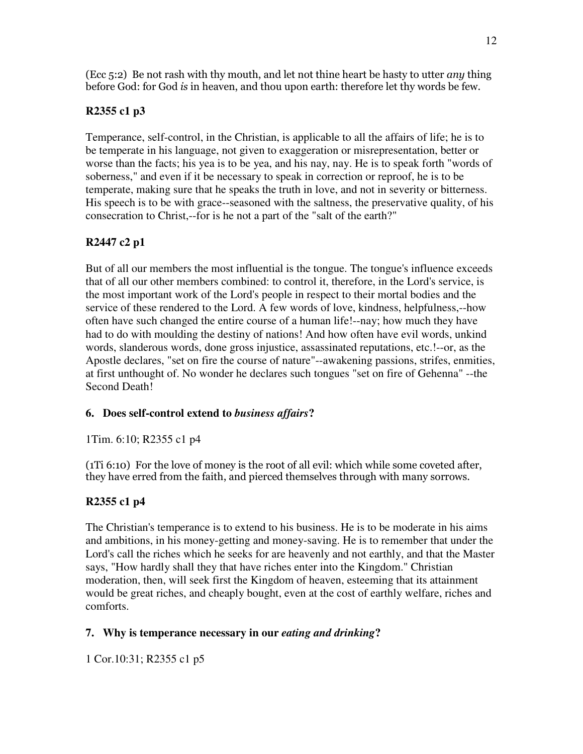(Ecc 5:2) Be not rash with thy mouth, and let not thine heart be hasty to utter *any* thing before God: for God *is* in heaven, and thou upon earth: therefore let thy words be few.

**R2355 c1 p3**

Temperance, self-control, in the Christian, is applicable to all the affairs of life; he is to be temperate in his language, not given to exaggeration or misrepresentation, better or worse than the facts; his yea is to be yea, and his nay, nay. He is to speak forth "words of soberness," and even if it be necessary to speak in correction or reproof, he is to be temperate, making sure that he speaks the truth in love, and not in severity or bitterness. His speech is to be with grace--seasoned with the saltness, the preservative quality, of his consecration to Christ,--for is he not a part of the "salt of the earth?"

**R2447 c2 p1**

But of all our members the most influential is the tongue. The tongue's influence exceeds that of all our other members combined: to control it, therefore, in the Lord's service, is the most important work of the Lord's people in respect to their mortal bodies and the service of these rendered to the Lord. A few words of love, kindness, helpfulness,--how often have such changed the entire course of a human life!--nay; how much they have had to do with moulding the destiny of nations! And how often have evil words, unkind words, slanderous words, done gross injustice, assassinated reputations, etc.!--or, as the Apostle declares, "set on fire the course of nature"--awakening passions, strifes, enmities, at first unthought of. No wonder he declares such tongues "set on fire of Gehenna" --the Second Death!

**6. Does self-control extend to *business affairs*?**

1Tim. 6:10; R2355 c1 p4

(1Ti 6:10) For the love of money is the root of all evil: which while some coveted after, they have erred from the faith, and pierced themselves through with many sorrows.

**R2355 c1 p4**

The Christian's temperance is to extend to his business. He is to be moderate in his aims and ambitions, in his money-getting and money-saving. He is to remember that under the Lord's call the riches which he seeks for are heavenly and not earthly, and that the Master says, "How hardly shall they that have riches enter into the Kingdom." Christian moderation, then, will seek first the Kingdom of heaven, esteeming that its attainment would be great riches, and cheaply bought, even at the cost of earthly welfare, riches and comforts.

**7. Why is temperance necessary in our *eating and drinking*?**

1 Cor.10:31; R2355 c1 p5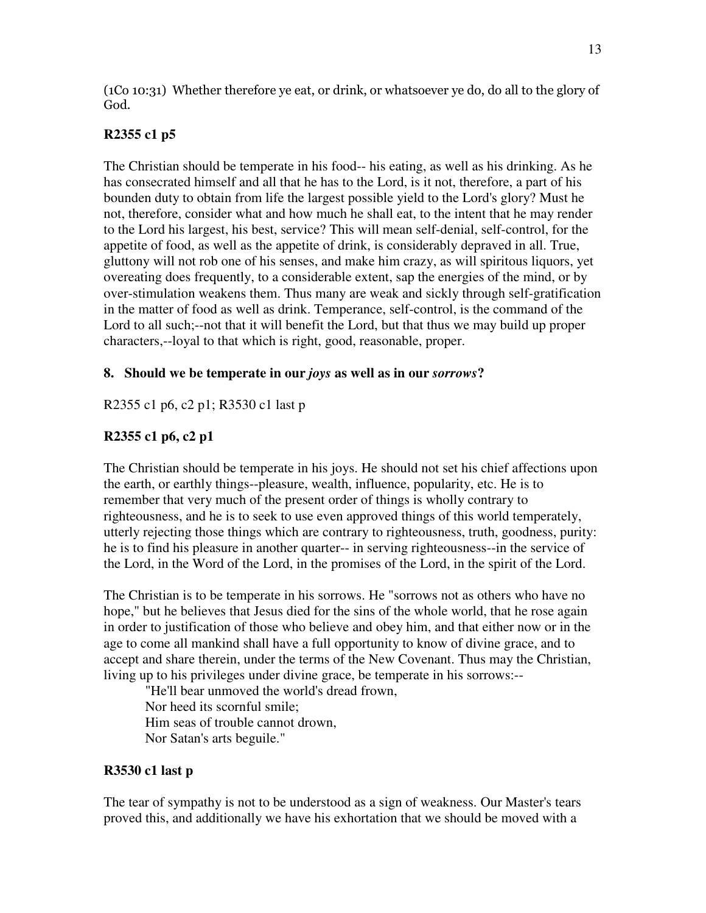(1Co 10:31) Whether therefore ye eat, or drink, or whatsoever ye do, do all to the glory of God.

**R2355 c1 p5**

The Christian should be temperate in his food-- his eating, as well as his drinking. As he has consecrated himself and all that he has to the Lord, is it not, therefore, a part of his bounden duty to obtain from life the largest possible yield to the Lord's glory? Must he not, therefore, consider what and how much he shall eat, to the intent that he may render to the Lord his largest, his best, service? This will mean self-denial, self-control, for the appetite of food, as well as the appetite of drink, is considerably depraved in all. True, gluttony will not rob one of his senses, and make him crazy, as will spiritous liquors, yet overeating does frequently, to a considerable extent, sap the energies of the mind, or by over-stimulation weakens them. Thus many are weak and sickly through self-gratification in the matter of food as well as drink. Temperance, self-control, is the command of the Lord to all such;--not that it will benefit the Lord, but that thus we may build up proper characters,--loyal to that which is right, good, reasonable, proper.

**8. Should we be temperate in our *joys* as well as in our *sorrows*?**

R2355 c1 p6, c2 p1; R3530 c1 last p

**R2355 c1 p6, c2 p1**

The Christian should be temperate in his joys. He should not set his chief affections upon the earth, or earthly things--pleasure, wealth, influence, popularity, etc. He is to remember that very much of the present order of things is wholly contrary to righteousness, and he is to seek to use even approved things of this world temperately, utterly rejecting those things which are contrary to righteousness, truth, goodness, purity: he is to find his pleasure in another quarter-- in serving righteousness--in the service of the Lord, in the Word of the Lord, in the promises of the Lord, in the spirit of the Lord.

The Christian is to be temperate in his sorrows. He "sorrows not as others who have no hope," but he believes that Jesus died for the sins of the whole world, that he rose again in order to justification of those who believe and obey him, and that either now or in the age to come all mankind shall have a full opportunity to know of divine grace, and to accept and share therein, under the terms of the New Covenant. Thus may the Christian, living up to his privileges under divine grace, be temperate in his sorrows:--

"He'll bear unmoved the world's dread frown,
Nor heed its scornful smile;
Him seas of trouble cannot drown,
Nor Satan's arts beguile."

**R3530 c1 last p**

The tear of sympathy is not to be understood as a sign of weakness. Our Master's tears proved this, and additionally we have his exhortation that we should be moved with a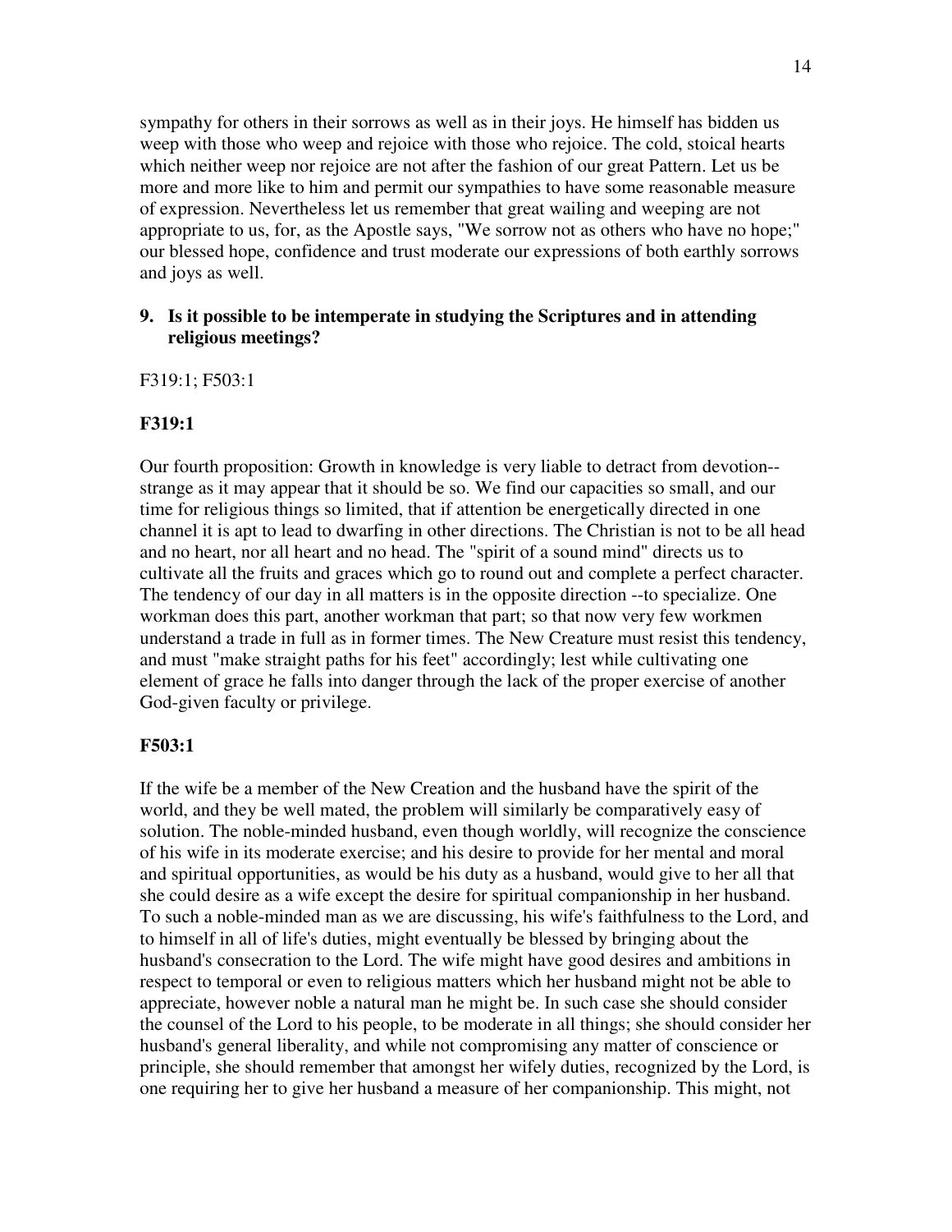sympathy for others in their sorrows as well as in their joys. He himself has bidden us weep with those who weep and rejoice with those who rejoice. The cold, stoical hearts which neither weep nor rejoice are not after the fashion of our great Pattern. Let us be more and more like to him and permit our sympathies to have some reasonable measure of expression. Nevertheless let us remember that great wailing and weeping are not appropriate to us, for, as the Apostle says, "We sorrow not as others who have no hope;" our blessed hope, confidence and trust moderate our expressions of both earthly sorrows and joys as well.

**9. Is it possible to be intemperate in studying the Scriptures and in attending religious meetings?**

F319:1; F503:1

**F319:1**

Our fourth proposition: Growth in knowledge is very liable to detract from devotion--strange as it may appear that it should be so. We find our capacities so small, and our time for religious things so limited, that if attention be energetically directed in one channel it is apt to lead to dwarfing in other directions. The Christian is not to be all head and no heart, nor all heart and no head. The "spirit of a sound mind" directs us to cultivate all the fruits and graces which go to round out and complete a perfect character. The tendency of our day in all matters is in the opposite direction --to specialize. One workman does this part, another workman that part; so that now very few workmen understand a trade in full as in former times. The New Creature must resist this tendency, and must "make straight paths for his feet" accordingly; lest while cultivating one element of grace he falls into danger through the lack of the proper exercise of another God-given faculty or privilege.

**F503:1**

If the wife be a member of the New Creation and the husband have the spirit of the world, and they be well mated, the problem will similarly be comparatively easy of solution. The noble-minded husband, even though worldly, will recognize the conscience of his wife in its moderate exercise; and his desire to provide for her mental and moral and spiritual opportunities, as would be his duty as a husband, would give to her all that she could desire as a wife except the desire for spiritual companionship in her husband. To such a noble-minded man as we are discussing, his wife's faithfulness to the Lord, and to himself in all of life's duties, might eventually be blessed by bringing about the husband's consecration to the Lord. The wife might have good desires and ambitions in respect to temporal or even to religious matters which her husband might not be able to appreciate, however noble a natural man he might be. In such case she should consider the counsel of the Lord to his people, to be moderate in all things; she should consider her husband's general liberality, and while not compromising any matter of conscience or principle, she should remember that amongst her wifely duties, recognized by the Lord, is one requiring her to give her husband a measure of her companionship. This might, not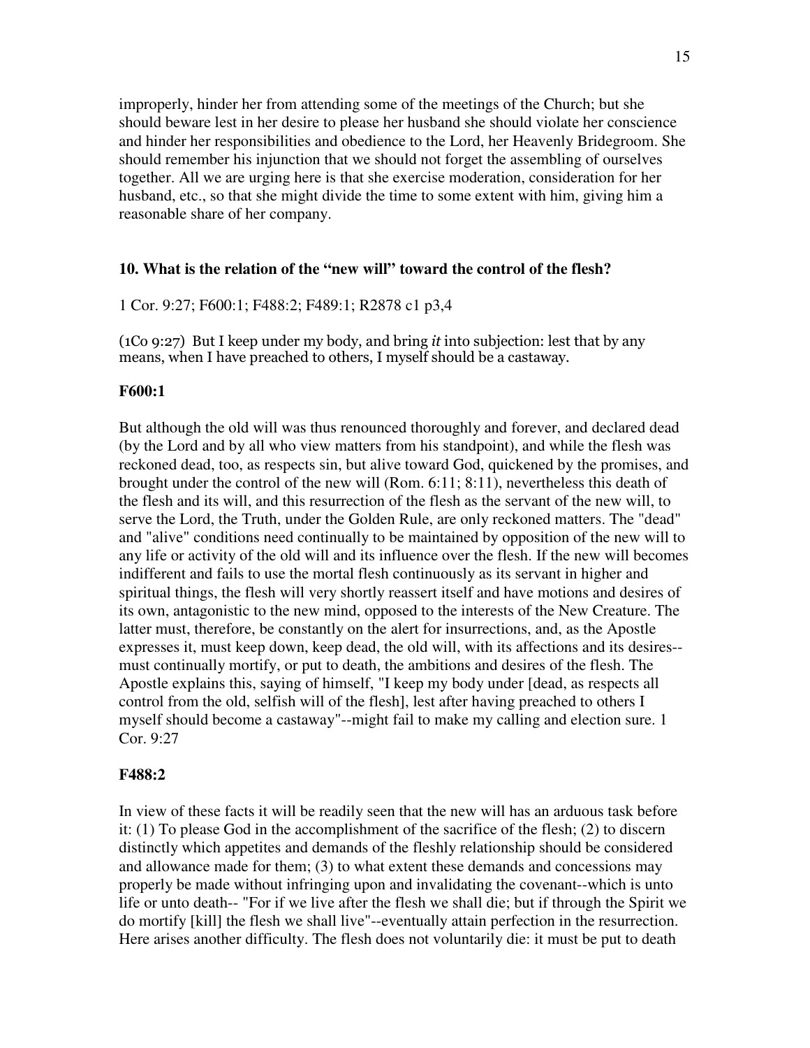improperly, hinder her from attending some of the meetings of the Church; but she should beware lest in her desire to please her husband she should violate her conscience and hinder her responsibilities and obedience to the Lord, her Heavenly Bridegroom. She should remember his injunction that we should not forget the assembling of ourselves together. All we are urging here is that she exercise moderation, consideration for her husband, etc., so that she might divide the time to some extent with him, giving him a reasonable share of her company.

### 10. What is the relation of the "new will" toward the control of the flesh?

1 Cor. 9:27; F600:1; F488:2; F489:1; R2878 c1 p3,4

(1Co 9:27) But I keep under my body, and bring *it* into subjection: lest that by any means, when I have preached to others, I myself should be a castaway.

#### F600:1

But although the old will was thus renounced thoroughly and forever, and declared dead (by the Lord and by all who view matters from his standpoint), and while the flesh was reckoned dead, too, as respects sin, but alive toward God, quickened by the promises, and brought under the control of the new will (Rom. 6:11; 8:11), nevertheless this death of the flesh and its will, and this resurrection of the flesh as the servant of the new will, to serve the Lord, the Truth, under the Golden Rule, are only reckoned matters. The "dead" and "alive" conditions need continually to be maintained by opposition of the new will to any life or activity of the old will and its influence over the flesh. If the new will becomes indifferent and fails to use the mortal flesh continuously as its servant in higher and spiritual things, the flesh will very shortly reassert itself and have motions and desires of its own, antagonistic to the new mind, opposed to the interests of the New Creature. The latter must, therefore, be constantly on the alert for insurrections, and, as the Apostle expresses it, must keep down, keep dead, the old will, with its affections and its desires--must continually mortify, or put to death, the ambitions and desires of the flesh. The Apostle explains this, saying of himself, "I keep my body under [dead, as respects all control from the old, selfish will of the flesh], lest after having preached to others I myself should become a castaway"--might fail to make my calling and election sure. 1 Cor. 9:27

#### F488:2

In view of these facts it will be readily seen that the new will has an arduous task before it: (1) To please God in the accomplishment of the sacrifice of the flesh; (2) to discern distinctly which appetites and demands of the fleshly relationship should be considered and allowance made for them; (3) to what extent these demands and concessions may properly be made without infringing upon and invalidating the covenant--which is unto life or unto death-- "For if we live after the flesh we shall die; but if through the Spirit we do mortify [kill] the flesh we shall live"--eventually attain perfection in the resurrection. Here arises another difficulty. The flesh does not voluntarily die: it must be put to death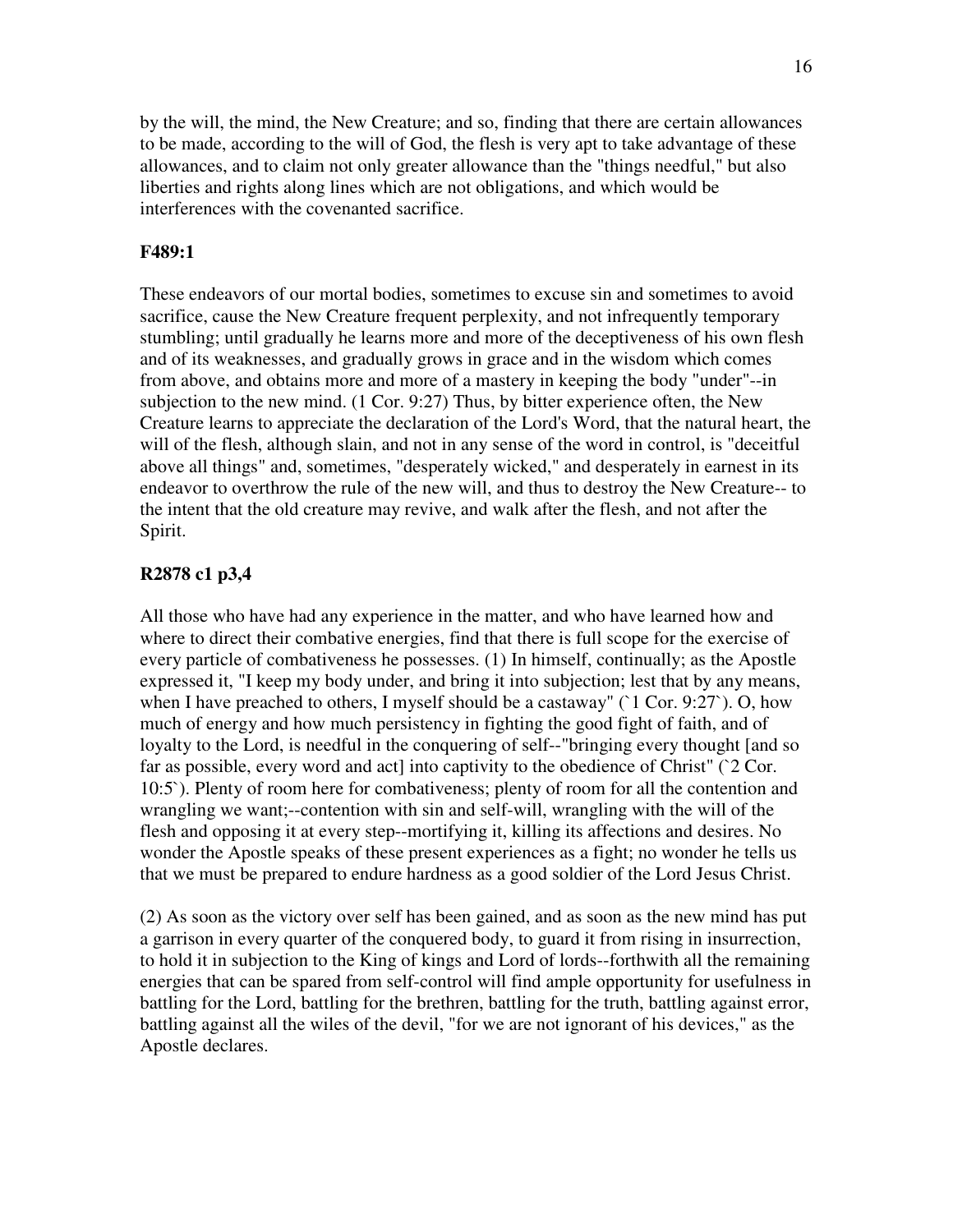by the will, the mind, the New Creature; and so, finding that there are certain allowances to be made, according to the will of God, the flesh is very apt to take advantage of these allowances, and to claim not only greater allowance than the "things needful," but also liberties and rights along lines which are not obligations, and which would be interferences with the covenanted sacrifice.

**F489:1**

These endeavors of our mortal bodies, sometimes to excuse sin and sometimes to avoid sacrifice, cause the New Creature frequent perplexity, and not infrequently temporary stumbling; until gradually he learns more and more of the deceptiveness of his own flesh and of its weaknesses, and gradually grows in grace and in the wisdom which comes from above, and obtains more and more of a mastery in keeping the body "under"--in subjection to the new mind. (1 Cor. 9:27) Thus, by bitter experience often, the New Creature learns to appreciate the declaration of the Lord's Word, that the natural heart, the will of the flesh, although slain, and not in any sense of the word in control, is "deceitful above all things" and, sometimes, "desperately wicked," and desperately in earnest in its endeavor to overthrow the rule of the new will, and thus to destroy the New Creature-- to the intent that the old creature may revive, and walk after the flesh, and not after the Spirit.

**R2878 c1 p3,4**

All those who have had any experience in the matter, and who have learned how and where to direct their combative energies, find that there is full scope for the exercise of every particle of combativeness he possesses. (1) In himself, continually; as the Apostle expressed it, "I keep my body under, and bring it into subjection; lest that by any means, when I have preached to others, I myself should be a castaway" (`1 Cor. 9:27`). O, how much of energy and how much persistency in fighting the good fight of faith, and of loyalty to the Lord, is needful in the conquering of self--"bringing every thought [and so far as possible, every word and act] into captivity to the obedience of Christ" (`2 Cor. 10:5`). Plenty of room here for combativeness; plenty of room for all the contention and wrangling we want;--contention with sin and self-will, wrangling with the will of the flesh and opposing it at every step--mortifying it, killing its affections and desires. No wonder the Apostle speaks of these present experiences as a fight; no wonder he tells us that we must be prepared to endure hardness as a good soldier of the Lord Jesus Christ.

(2) As soon as the victory over self has been gained, and as soon as the new mind has put a garrison in every quarter of the conquered body, to guard it from rising in insurrection, to hold it in subjection to the King of kings and Lord of lords--forthwith all the remaining energies that can be spared from self-control will find ample opportunity for usefulness in battling for the Lord, battling for the brethren, battling for the truth, battling against error, battling against all the wiles of the devil, "for we are not ignorant of his devices," as the Apostle declares.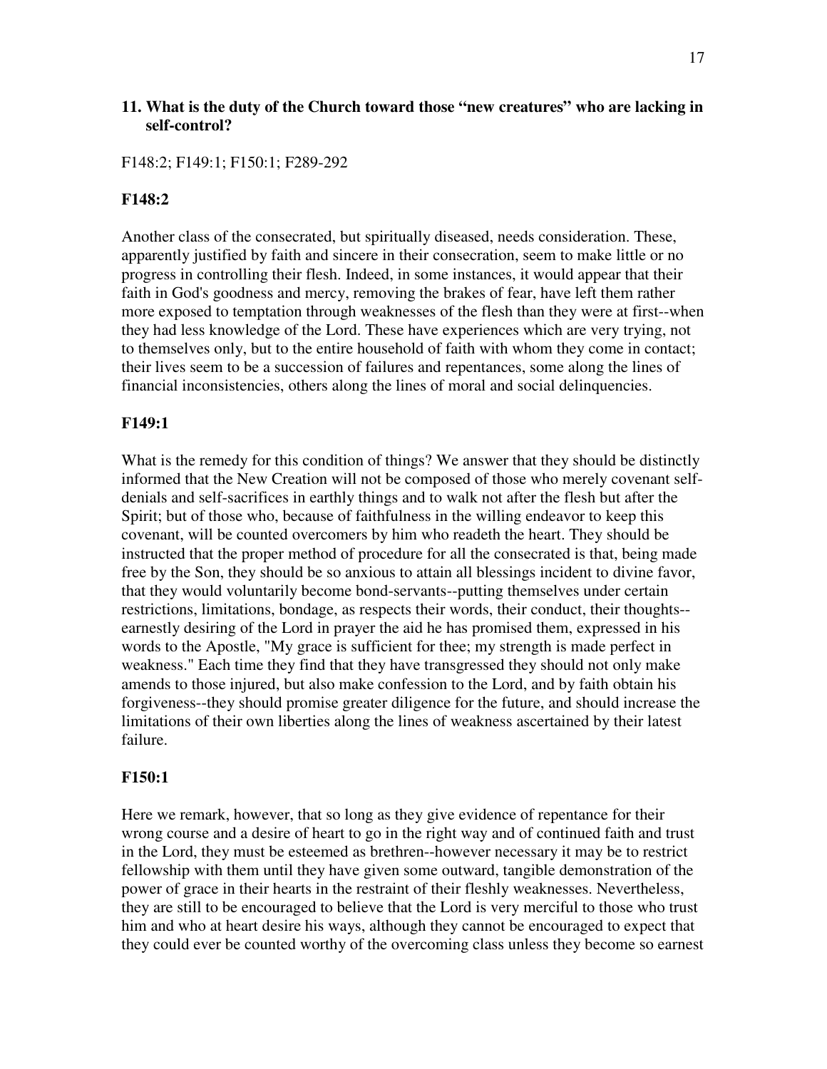**11. What is the duty of the Church toward those "new creatures" who are lacking in self-control?**

F148:2; F149:1; F150:1; F289-292

**F148:2**

Another class of the consecrated, but spiritually diseased, needs consideration. These, apparently justified by faith and sincere in their consecration, seem to make little or no progress in controlling their flesh. Indeed, in some instances, it would appear that their faith in God's goodness and mercy, removing the brakes of fear, have left them rather more exposed to temptation through weaknesses of the flesh than they were at first--when they had less knowledge of the Lord. These have experiences which are very trying, not to themselves only, but to the entire household of faith with whom they come in contact; their lives seem to be a succession of failures and repentances, some along the lines of financial inconsistencies, others along the lines of moral and social delinquencies.

**F149:1**

What is the remedy for this condition of things? We answer that they should be distinctly informed that the New Creation will not be composed of those who merely covenant self-denials and self-sacrifices in earthly things and to walk not after the flesh but after the Spirit; but of those who, because of faithfulness in the willing endeavor to keep this covenant, will be counted overcomers by him who readeth the heart. They should be instructed that the proper method of procedure for all the consecrated is that, being made free by the Son, they should be so anxious to attain all blessings incident to divine favor, that they would voluntarily become bond-servants--putting themselves under certain restrictions, limitations, bondage, as respects their words, their conduct, their thoughts--earnestly desiring of the Lord in prayer the aid he has promised them, expressed in his words to the Apostle, "My grace is sufficient for thee; my strength is made perfect in weakness." Each time they find that they have transgressed they should not only make amends to those injured, but also make confession to the Lord, and by faith obtain his forgiveness--they should promise greater diligence for the future, and should increase the limitations of their own liberties along the lines of weakness ascertained by their latest failure.

**F150:1**

Here we remark, however, that so long as they give evidence of repentance for their wrong course and a desire of heart to go in the right way and of continued faith and trust in the Lord, they must be esteemed as brethren--however necessary it may be to restrict fellowship with them until they have given some outward, tangible demonstration of the power of grace in their hearts in the restraint of their fleshly weaknesses. Nevertheless, they are still to be encouraged to believe that the Lord is very merciful to those who trust him and who at heart desire his ways, although they cannot be encouraged to expect that they could ever be counted worthy of the overcoming class unless they become so earnest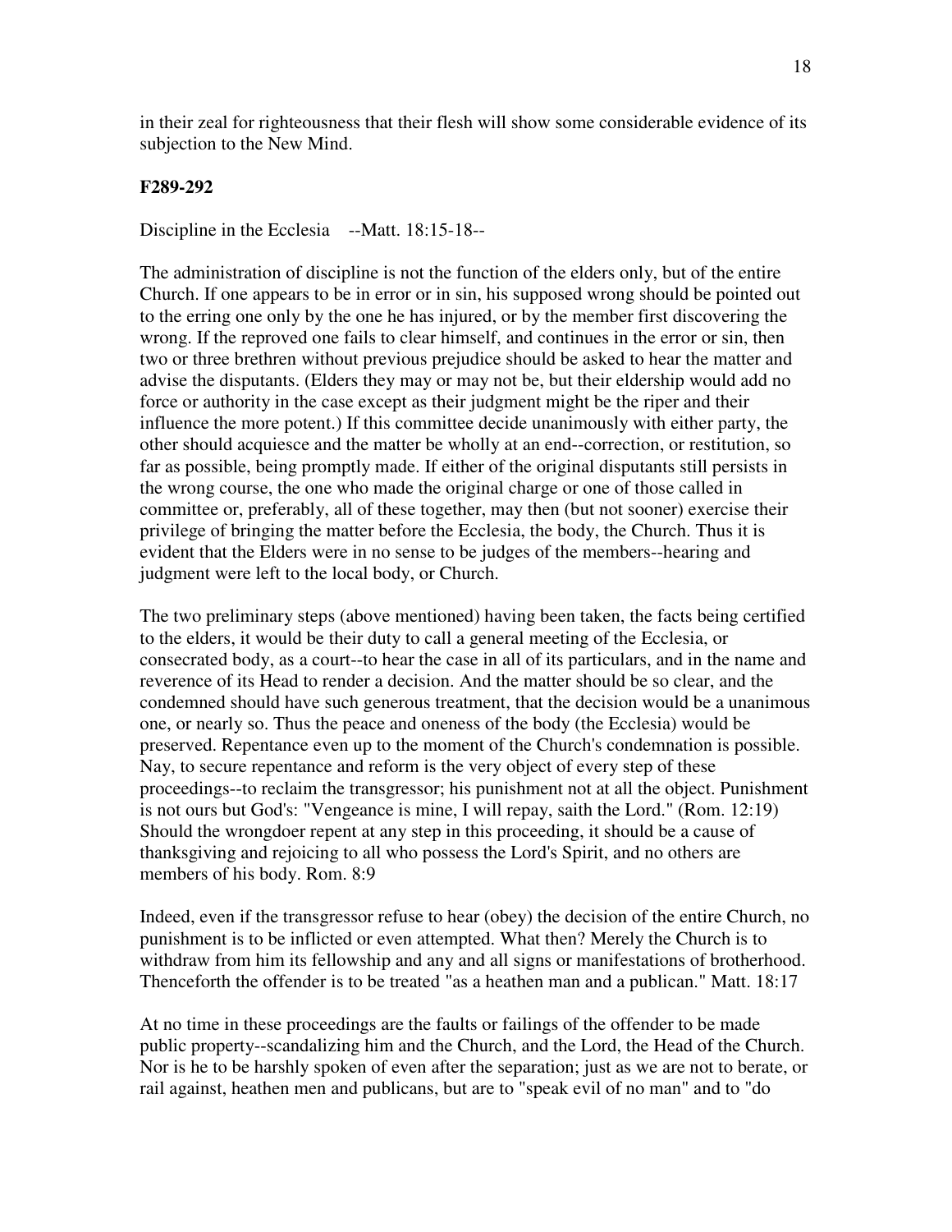in their zeal for righteousness that their flesh will show some considerable evidence of its subjection to the New Mind.

**F289-292**

Discipline in the Ecclesia --Matt. 18:15-18--

The administration of discipline is not the function of the elders only, but of the entire Church. If one appears to be in error or in sin, his supposed wrong should be pointed out to the erring one only by the one he has injured, or by the member first discovering the wrong. If the reproved one fails to clear himself, and continues in the error or sin, then two or three brethren without previous prejudice should be asked to hear the matter and advise the disputants. (Elders they may or may not be, but their eldership would add no force or authority in the case except as their judgment might be the riper and their influence the more potent.) If this committee decide unanimously with either party, the other should acquiesce and the matter be wholly at an end--correction, or restitution, so far as possible, being promptly made. If either of the original disputants still persists in the wrong course, the one who made the original charge or one of those called in committee or, preferably, all of these together, may then (but not sooner) exercise their privilege of bringing the matter before the Ecclesia, the body, the Church. Thus it is evident that the Elders were in no sense to be judges of the members--hearing and judgment were left to the local body, or Church.

The two preliminary steps (above mentioned) having been taken, the facts being certified to the elders, it would be their duty to call a general meeting of the Ecclesia, or consecrated body, as a court--to hear the case in all of its particulars, and in the name and reverence of its Head to render a decision. And the matter should be so clear, and the condemned should have such generous treatment, that the decision would be a unanimous one, or nearly so. Thus the peace and oneness of the body (the Ecclesia) would be preserved. Repentance even up to the moment of the Church's condemnation is possible. Nay, to secure repentance and reform is the very object of every step of these proceedings--to reclaim the transgressor; his punishment not at all the object. Punishment is not ours but God's: "Vengeance is mine, I will repay, saith the Lord." (Rom. 12:19) Should the wrongdoer repent at any step in this proceeding, it should be a cause of thanksgiving and rejoicing to all who possess the Lord's Spirit, and no others are members of his body. Rom. 8:9

Indeed, even if the transgressor refuse to hear (obey) the decision of the entire Church, no punishment is to be inflicted or even attempted. What then? Merely the Church is to withdraw from him its fellowship and any and all signs or manifestations of brotherhood. Thenceforth the offender is to be treated "as a heathen man and a publican." Matt. 18:17

At no time in these proceedings are the faults or failings of the offender to be made public property--scandalizing him and the Church, and the Lord, the Head of the Church. Nor is he to be harshly spoken of even after the separation; just as we are not to berate, or rail against, heathen men and publicans, but are to "speak evil of no man" and to "do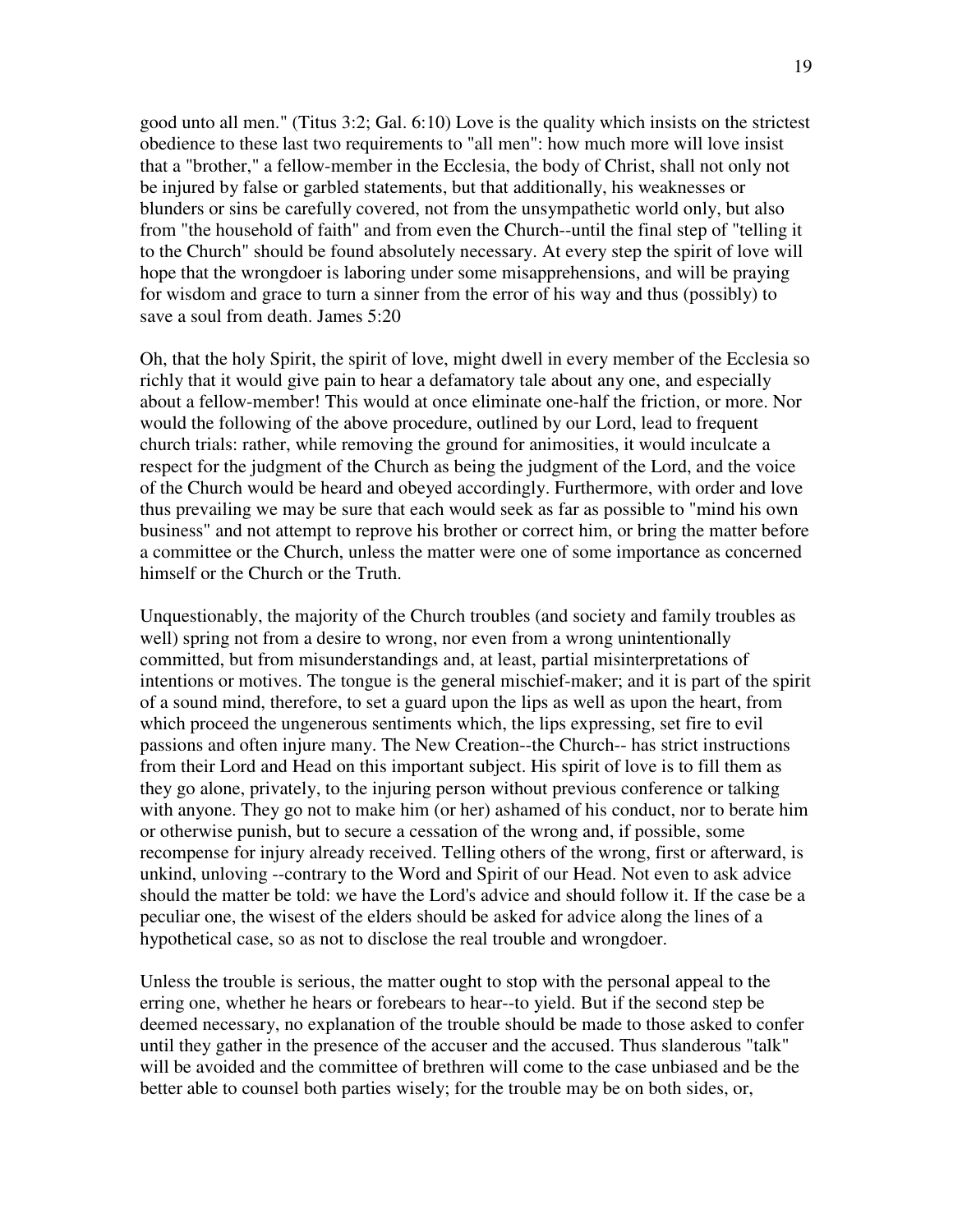good unto all men." (Titus 3:2; Gal. 6:10) Love is the quality which insists on the strictest obedience to these last two requirements to "all men": how much more will love insist that a "brother," a fellow-member in the Ecclesia, the body of Christ, shall not only not be injured by false or garbled statements, but that additionally, his weaknesses or blunders or sins be carefully covered, not from the unsympathetic world only, but also from "the household of faith" and from even the Church--until the final step of "telling it to the Church" should be found absolutely necessary. At every step the spirit of love will hope that the wrongdoer is laboring under some misapprehensions, and will be praying for wisdom and grace to turn a sinner from the error of his way and thus (possibly) to save a soul from death. James 5:20

Oh, that the holy Spirit, the spirit of love, might dwell in every member of the Ecclesia so richly that it would give pain to hear a defamatory tale about any one, and especially about a fellow-member! This would at once eliminate one-half the friction, or more. Nor would the following of the above procedure, outlined by our Lord, lead to frequent church trials: rather, while removing the ground for animosities, it would inculcate a respect for the judgment of the Church as being the judgment of the Lord, and the voice of the Church would be heard and obeyed accordingly. Furthermore, with order and love thus prevailing we may be sure that each would seek as far as possible to "mind his own business" and not attempt to reprove his brother or correct him, or bring the matter before a committee or the Church, unless the matter were one of some importance as concerned himself or the Church or the Truth.

Unquestionably, the majority of the Church troubles (and society and family troubles as well) spring not from a desire to wrong, nor even from a wrong unintentionally committed, but from misunderstandings and, at least, partial misinterpretations of intentions or motives. The tongue is the general mischief-maker; and it is part of the spirit of a sound mind, therefore, to set a guard upon the lips as well as upon the heart, from which proceed the ungenerous sentiments which, the lips expressing, set fire to evil passions and often injure many. The New Creation--the Church-- has strict instructions from their Lord and Head on this important subject. His spirit of love is to fill them as they go alone, privately, to the injuring person without previous conference or talking with anyone. They go not to make him (or her) ashamed of his conduct, nor to berate him or otherwise punish, but to secure a cessation of the wrong and, if possible, some recompense for injury already received. Telling others of the wrong, first or afterward, is unkind, unloving --contrary to the Word and Spirit of our Head. Not even to ask advice should the matter be told: we have the Lord's advice and should follow it. If the case be a peculiar one, the wisest of the elders should be asked for advice along the lines of a hypothetical case, so as not to disclose the real trouble and wrongdoer.

Unless the trouble is serious, the matter ought to stop with the personal appeal to the erring one, whether he hears or forebears to hear--to yield. But if the second step be deemed necessary, no explanation of the trouble should be made to those asked to confer until they gather in the presence of the accuser and the accused. Thus slanderous "talk" will be avoided and the committee of brethren will come to the case unbiased and be the better able to counsel both parties wisely; for the trouble may be on both sides, or,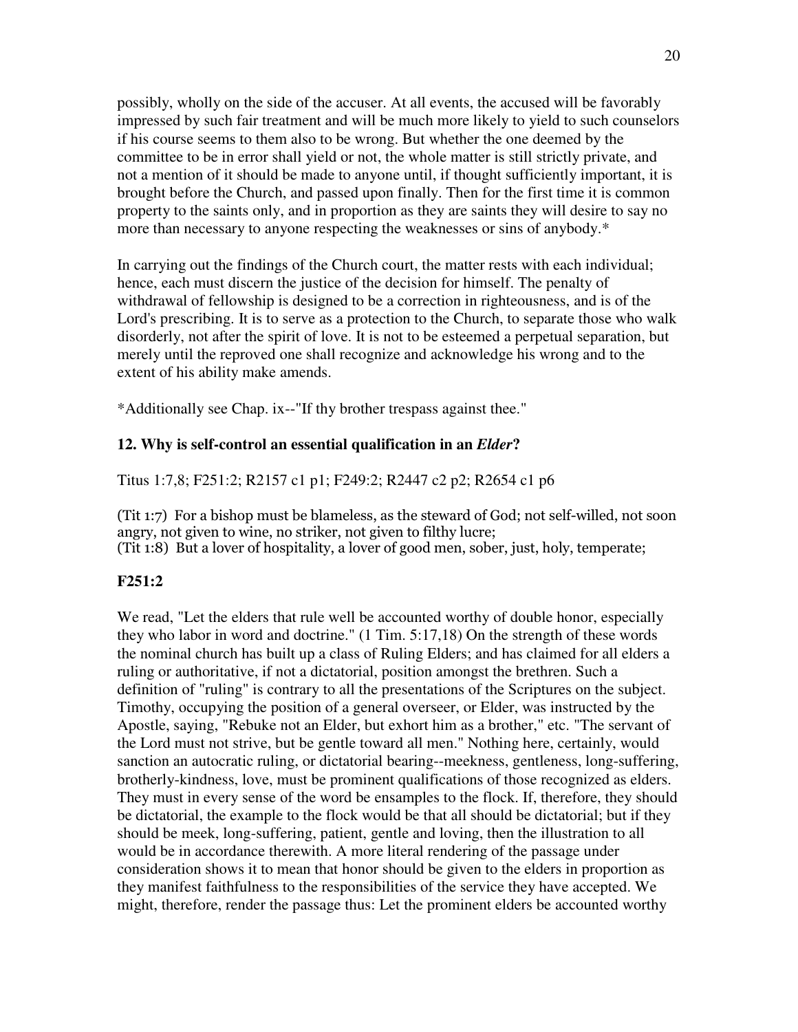possibly, wholly on the side of the accuser. At all events, the accused will be favorably impressed by such fair treatment and will be much more likely to yield to such counselors if his course seems to them also to be wrong. But whether the one deemed by the committee to be in error shall yield or not, the whole matter is still strictly private, and not a mention of it should be made to anyone until, if thought sufficiently important, it is brought before the Church, and passed upon finally. Then for the first time it is common property to the saints only, and in proportion as they are saints they will desire to say no more than necessary to anyone respecting the weaknesses or sins of anybody.*

In carrying out the findings of the Church court, the matter rests with each individual; hence, each must discern the justice of the decision for himself. The penalty of withdrawal of fellowship is designed to be a correction in righteousness, and is of the Lord's prescribing. It is to serve as a protection to the Church, to separate those who walk disorderly, not after the spirit of love. It is not to be esteemed a perpetual separation, but merely until the reproved one shall recognize and acknowledge his wrong and to the extent of his ability make amends.

*Additionally see Chap. ix--"If thy brother trespass against thee."

### 12. Why is self-control an essential qualification in an *Elder*?

Titus 1:7,8; F251:2; R2157 c1 p1; F249:2; R2447 c2 p2; R2654 c1 p6

(Tit 1:7) For a bishop must be blameless, as the steward of God; not self-willed, not soon angry, not given to wine, no striker, not given to filthy lucre;
(Tit 1:8) But a lover of hospitality, a lover of good men, sober, just, holy, temperate;

### F251:2

We read, "Let the elders that rule well be accounted worthy of double honor, especially they who labor in word and doctrine." (1 Tim. 5:17,18) On the strength of these words the nominal church has built up a class of Ruling Elders; and has claimed for all elders a ruling or authoritative, if not a dictatorial, position amongst the brethren. Such a definition of "ruling" is contrary to all the presentations of the Scriptures on the subject. Timothy, occupying the position of a general overseer, or Elder, was instructed by the Apostle, saying, "Rebuke not an Elder, but exhort him as a brother," etc. "The servant of the Lord must not strive, but be gentle toward all men." Nothing here, certainly, would sanction an autocratic ruling, or dictatorial bearing--meekness, gentleness, long-suffering, brotherly-kindness, love, must be prominent qualifications of those recognized as elders. They must in every sense of the word be ensamples to the flock. If, therefore, they should be dictatorial, the example to the flock would be that all should be dictatorial; but if they should be meek, long-suffering, patient, gentle and loving, then the illustration to all would be in accordance therewith. A more literal rendering of the passage under consideration shows it to mean that honor should be given to the elders in proportion as they manifest faithfulness to the responsibilities of the service they have accepted. We might, therefore, render the passage thus: Let the prominent elders be accounted worthy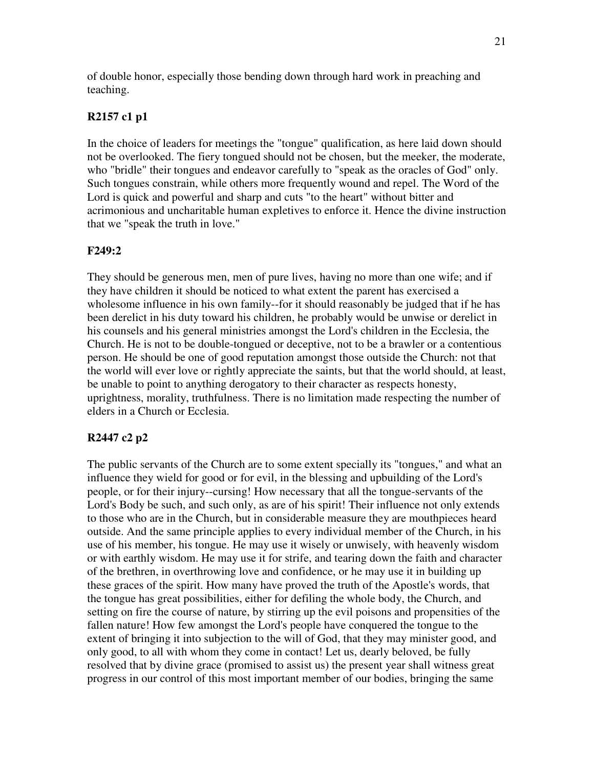of double honor, especially those bending down through hard work in preaching and teaching.

**R2157 c1 p1**

In the choice of leaders for meetings the "tongue" qualification, as here laid down should not be overlooked. The fiery tongued should not be chosen, but the meeker, the moderate, who "bridle" their tongues and endeavor carefully to "speak as the oracles of God" only. Such tongues constrain, while others more frequently wound and repel. The Word of the Lord is quick and powerful and sharp and cuts "to the heart" without bitter and acrimonious and uncharitable human expletives to enforce it. Hence the divine instruction that we "speak the truth in love."

**F249:2**

They should be generous men, men of pure lives, having no more than one wife; and if they have children it should be noticed to what extent the parent has exercised a wholesome influence in his own family--for it should reasonably be judged that if he has been derelict in his duty toward his children, he probably would be unwise or derelict in his counsels and his general ministries amongst the Lord's children in the Ecclesia, the Church. He is not to be double-tongued or deceptive, not to be a brawler or a contentious person. He should be one of good reputation amongst those outside the Church: not that the world will ever love or rightly appreciate the saints, but that the world should, at least, be unable to point to anything derogatory to their character as respects honesty, uprightness, morality, truthfulness. There is no limitation made respecting the number of elders in a Church or Ecclesia.

**R2447 c2 p2**

The public servants of the Church are to some extent specially its "tongues," and what an influence they wield for good or for evil, in the blessing and upbuilding of the Lord's people, or for their injury--cursing! How necessary that all the tongue-servants of the Lord's Body be such, and such only, as are of his spirit! Their influence not only extends to those who are in the Church, but in considerable measure they are mouthpieces heard outside. And the same principle applies to every individual member of the Church, in his use of his member, his tongue. He may use it wisely or unwisely, with heavenly wisdom or with earthly wisdom. He may use it for strife, and tearing down the faith and character of the brethren, in overthrowing love and confidence, or he may use it in building up these graces of the spirit. How many have proved the truth of the Apostle's words, that the tongue has great possibilities, either for defiling the whole body, the Church, and setting on fire the course of nature, by stirring up the evil poisons and propensities of the fallen nature! How few amongst the Lord's people have conquered the tongue to the extent of bringing it into subjection to the will of God, that they may minister good, and only good, to all with whom they come in contact! Let us, dearly beloved, be fully resolved that by divine grace (promised to assist us) the present year shall witness great progress in our control of this most important member of our bodies, bringing the same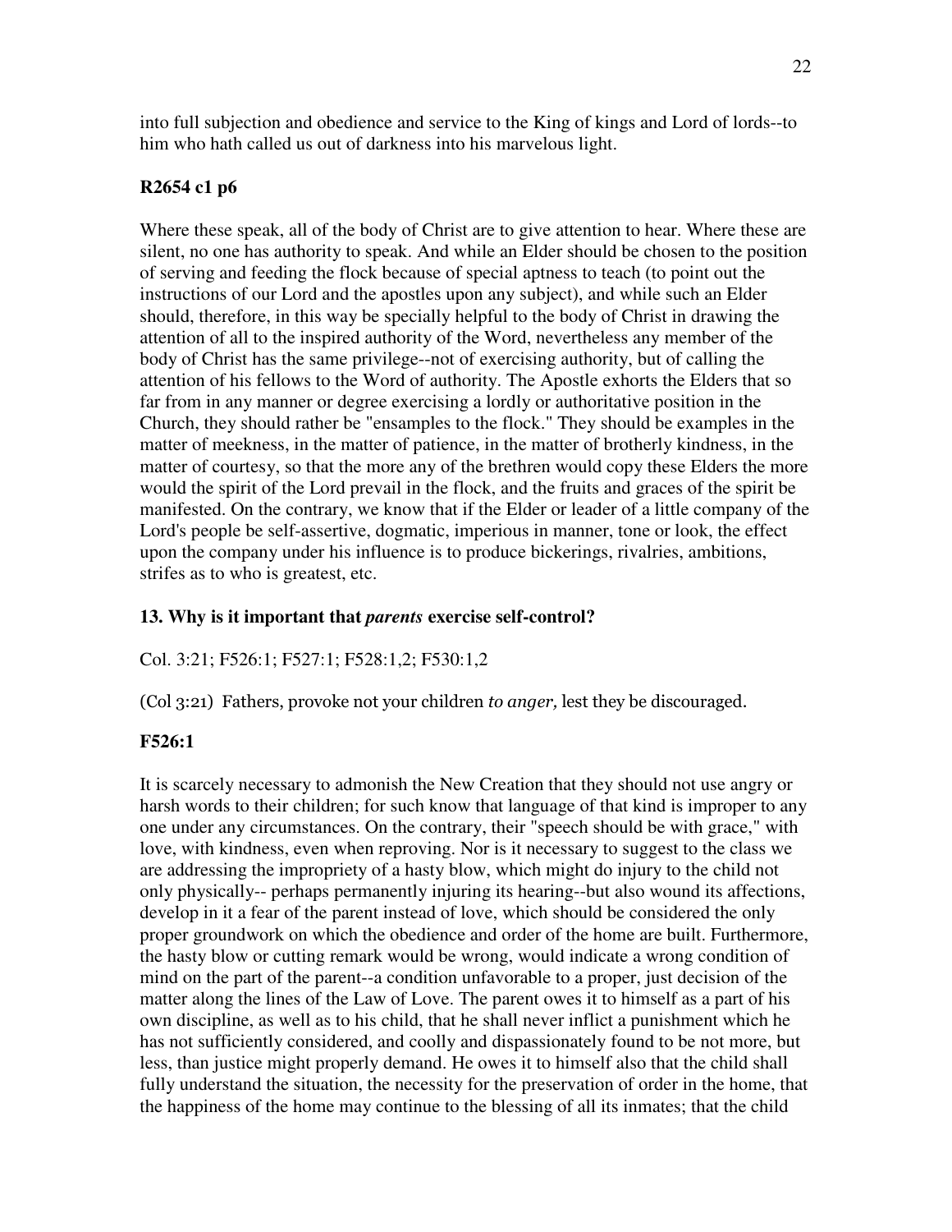into full subjection and obedience and service to the King of kings and Lord of lords--to him who hath called us out of darkness into his marvelous light.

**R2654 c1 p6**

Where these speak, all of the body of Christ are to give attention to hear. Where these are silent, no one has authority to speak. And while an Elder should be chosen to the position of serving and feeding the flock because of special aptness to teach (to point out the instructions of our Lord and the apostles upon any subject), and while such an Elder should, therefore, in this way be specially helpful to the body of Christ in drawing the attention of all to the inspired authority of the Word, nevertheless any member of the body of Christ has the same privilege--not of exercising authority, but of calling the attention of his fellows to the Word of authority. The Apostle exhorts the Elders that so far from in any manner or degree exercising a lordly or authoritative position in the Church, they should rather be "ensamples to the flock." They should be examples in the matter of meekness, in the matter of patience, in the matter of brotherly kindness, in the matter of courtesy, so that the more any of the brethren would copy these Elders the more would the spirit of the Lord prevail in the flock, and the fruits and graces of the spirit be manifested. On the contrary, we know that if the Elder or leader of a little company of the Lord's people be self-assertive, dogmatic, imperious in manner, tone or look, the effect upon the company under his influence is to produce bickerings, rivalries, ambitions, strifes as to who is greatest, etc.

**13. Why is it important that *parents* exercise self-control?**

Col. 3:21; F526:1; F527:1; F528:1,2; F530:1,2

(Col 3:21) Fathers, provoke not your children *to anger,* lest they be discouraged.

**F526:1**

It is scarcely necessary to admonish the New Creation that they should not use angry or harsh words to their children; for such know that language of that kind is improper to any one under any circumstances. On the contrary, their "speech should be with grace," with love, with kindness, even when reproving. Nor is it necessary to suggest to the class we are addressing the impropriety of a hasty blow, which might do injury to the child not only physically-- perhaps permanently injuring its hearing--but also wound its affections, develop in it a fear of the parent instead of love, which should be considered the only proper groundwork on which the obedience and order of the home are built. Furthermore, the hasty blow or cutting remark would be wrong, would indicate a wrong condition of mind on the part of the parent--a condition unfavorable to a proper, just decision of the matter along the lines of the Law of Love. The parent owes it to himself as a part of his own discipline, as well as to his child, that he shall never inflict a punishment which he has not sufficiently considered, and coolly and dispassionately found to be not more, but less, than justice might properly demand. He owes it to himself also that the child shall fully understand the situation, the necessity for the preservation of order in the home, that the happiness of the home may continue to the blessing of all its inmates; that the child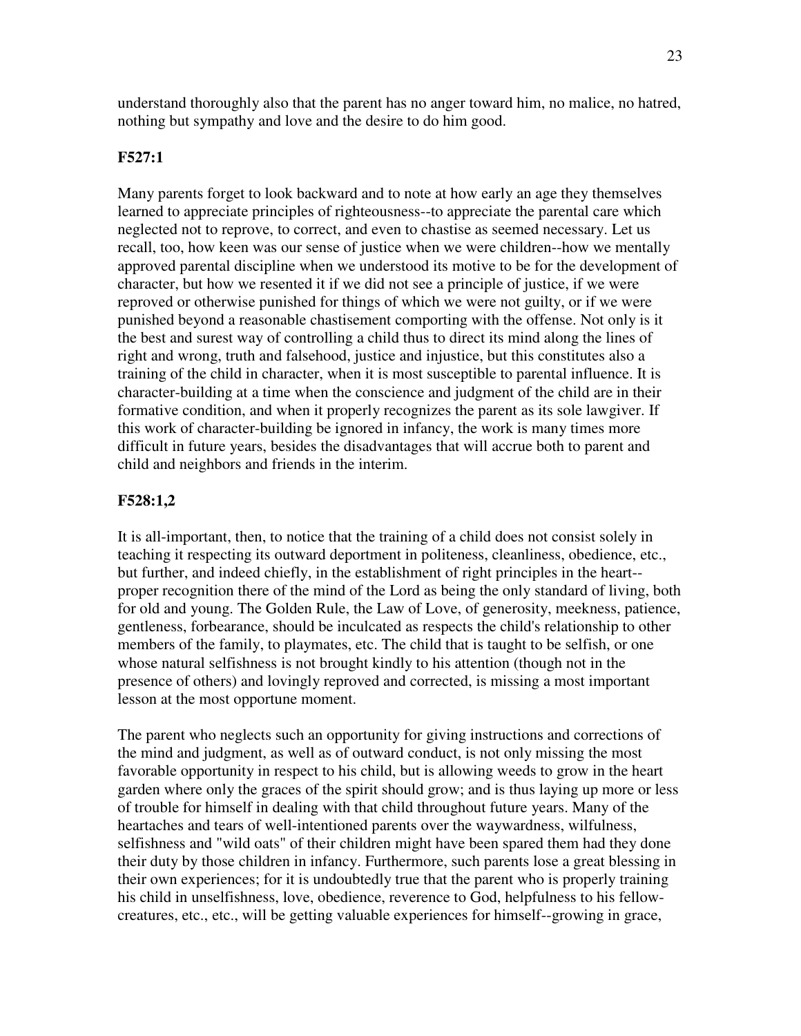understand thoroughly also that the parent has no anger toward him, no malice, no hatred, nothing but sympathy and love and the desire to do him good.

**F527:1**

Many parents forget to look backward and to note at how early an age they themselves learned to appreciate principles of righteousness--to appreciate the parental care which neglected not to reprove, to correct, and even to chastise as seemed necessary. Let us recall, too, how keen was our sense of justice when we were children--how we mentally approved parental discipline when we understood its motive to be for the development of character, but how we resented it if we did not see a principle of justice, if we were reproved or otherwise punished for things of which we were not guilty, or if we were punished beyond a reasonable chastisement comporting with the offense. Not only is it the best and surest way of controlling a child thus to direct its mind along the lines of right and wrong, truth and falsehood, justice and injustice, but this constitutes also a training of the child in character, when it is most susceptible to parental influence. It is character-building at a time when the conscience and judgment of the child are in their formative condition, and when it properly recognizes the parent as its sole lawgiver. If this work of character-building be ignored in infancy, the work is many times more difficult in future years, besides the disadvantages that will accrue both to parent and child and neighbors and friends in the interim.

**F528:1,2**

It is all-important, then, to notice that the training of a child does not consist solely in teaching it respecting its outward deportment in politeness, cleanliness, obedience, etc., but further, and indeed chiefly, in the establishment of right principles in the heart--proper recognition there of the mind of the Lord as being the only standard of living, both for old and young. The Golden Rule, the Law of Love, of generosity, meekness, patience, gentleness, forbearance, should be inculcated as respects the child's relationship to other members of the family, to playmates, etc. The child that is taught to be selfish, or one whose natural selfishness is not brought kindly to his attention (though not in the presence of others) and lovingly reproved and corrected, is missing a most important lesson at the most opportune moment.

The parent who neglects such an opportunity for giving instructions and corrections of the mind and judgment, as well as of outward conduct, is not only missing the most favorable opportunity in respect to his child, but is allowing weeds to grow in the heart garden where only the graces of the spirit should grow; and is thus laying up more or less of trouble for himself in dealing with that child throughout future years. Many of the heartaches and tears of well-intentioned parents over the waywardness, wilfulness, selfishness and "wild oats" of their children might have been spared them had they done their duty by those children in infancy. Furthermore, such parents lose a great blessing in their own experiences; for it is undoubtedly true that the parent who is properly training his child in unselfishness, love, obedience, reverence to God, helpfulness to his fellow-creatures, etc., etc., will be getting valuable experiences for himself--growing in grace,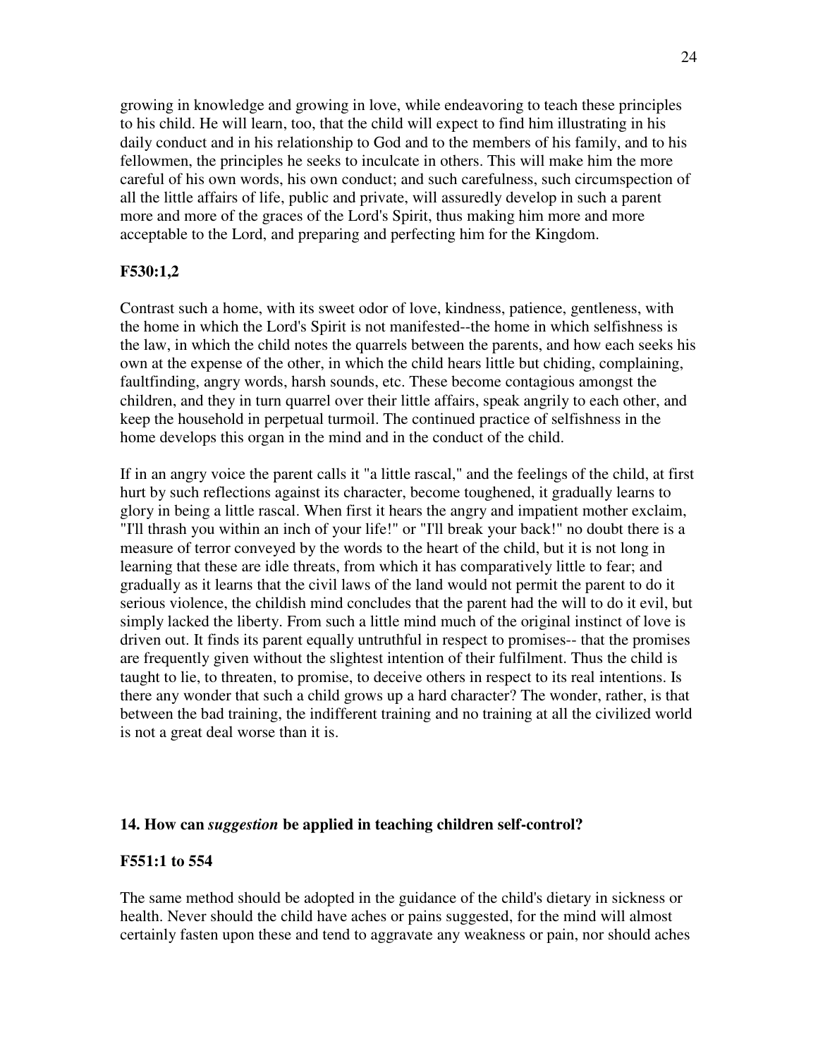growing in knowledge and growing in love, while endeavoring to teach these principles to his child. He will learn, too, that the child will expect to find him illustrating in his daily conduct and in his relationship to God and to the members of his family, and to his fellowmen, the principles he seeks to inculcate in others. This will make him the more careful of his own words, his own conduct; and such carefulness, such circumspection of all the little affairs of life, public and private, will assuredly develop in such a parent more and more of the graces of the Lord's Spirit, thus making him more and more acceptable to the Lord, and preparing and perfecting him for the Kingdom.

**F530:1,2**

Contrast such a home, with its sweet odor of love, kindness, patience, gentleness, with the home in which the Lord's Spirit is not manifested--the home in which selfishness is the law, in which the child notes the quarrels between the parents, and how each seeks his own at the expense of the other, in which the child hears little but chiding, complaining, faultfinding, angry words, harsh sounds, etc. These become contagious amongst the children, and they in turn quarrel over their little affairs, speak angrily to each other, and keep the household in perpetual turmoil. The continued practice of selfishness in the home develops this organ in the mind and in the conduct of the child.

If in an angry voice the parent calls it "a little rascal," and the feelings of the child, at first hurt by such reflections against its character, become toughened, it gradually learns to glory in being a little rascal. When first it hears the angry and impatient mother exclaim, "I'll thrash you within an inch of your life!" or "I'll break your back!" no doubt there is a measure of terror conveyed by the words to the heart of the child, but it is not long in learning that these are idle threats, from which it has comparatively little to fear; and gradually as it learns that the civil laws of the land would not permit the parent to do it serious violence, the childish mind concludes that the parent had the will to do it evil, but simply lacked the liberty. From such a little mind much of the original instinct of love is driven out. It finds its parent equally untruthful in respect to promises-- that the promises are frequently given without the slightest intention of their fulfilment. Thus the child is taught to lie, to threaten, to promise, to deceive others in respect to its real intentions. Is there any wonder that such a child grows up a hard character? The wonder, rather, is that between the bad training, the indifferent training and no training at all the civilized world is not a great deal worse than it is.

**14. How can *suggestion* be applied in teaching children self-control?**

**F551:1 to 554**

The same method should be adopted in the guidance of the child's dietary in sickness or health. Never should the child have aches or pains suggested, for the mind will almost certainly fasten upon these and tend to aggravate any weakness or pain, nor should aches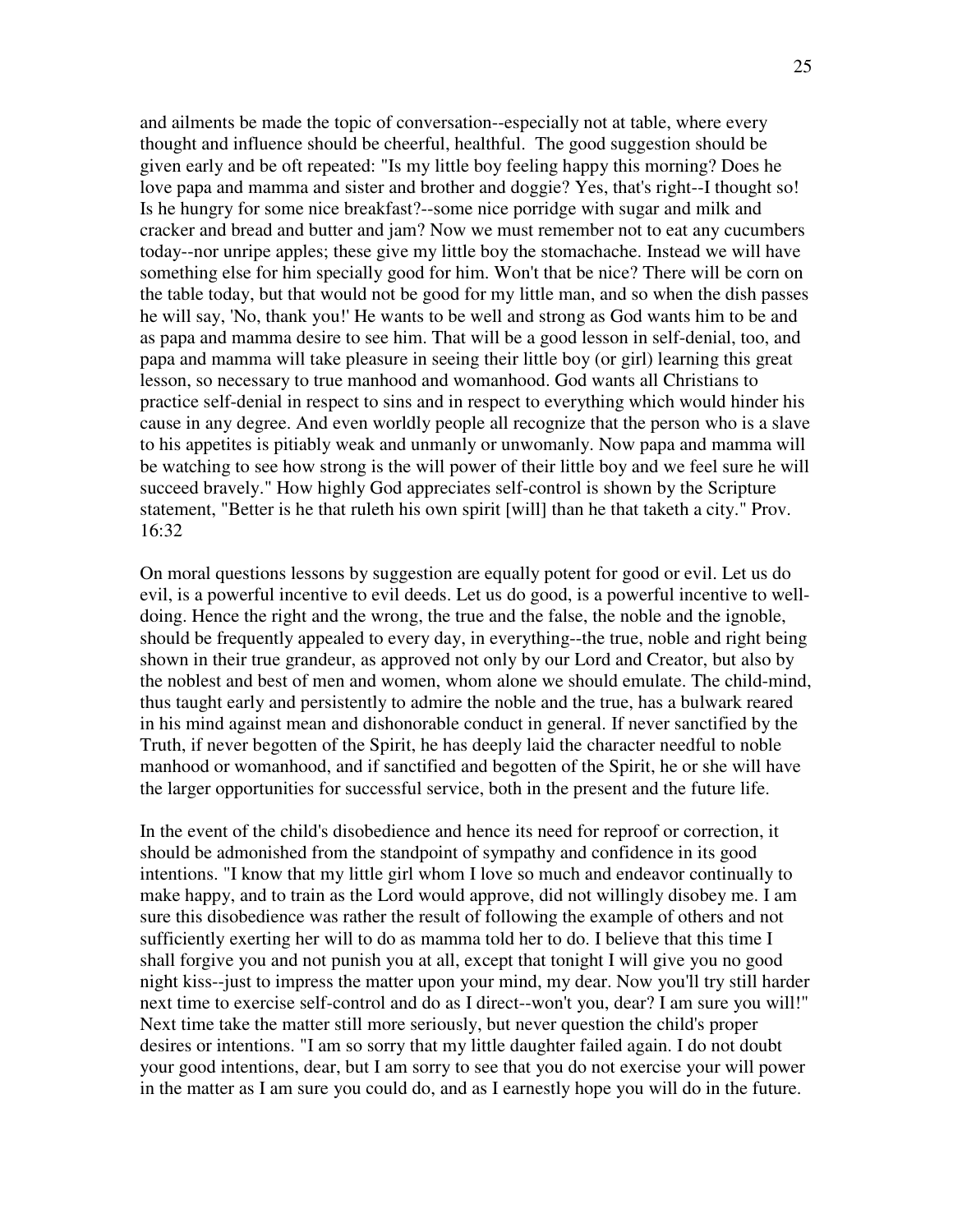and ailments be made the topic of conversation--especially not at table, where every thought and influence should be cheerful, healthful. The good suggestion should be given early and be oft repeated: "Is my little boy feeling happy this morning? Does he love papa and mamma and sister and brother and doggie? Yes, that's right--I thought so! Is he hungry for some nice breakfast?--some nice porridge with sugar and milk and cracker and bread and butter and jam? Now we must remember not to eat any cucumbers today--nor unripe apples; these give my little boy the stomachache. Instead we will have something else for him specially good for him. Won't that be nice? There will be corn on the table today, but that would not be good for my little man, and so when the dish passes he will say, 'No, thank you!' He wants to be well and strong as God wants him to be and as papa and mamma desire to see him. That will be a good lesson in self-denial, too, and papa and mamma will take pleasure in seeing their little boy (or girl) learning this great lesson, so necessary to true manhood and womanhood. God wants all Christians to practice self-denial in respect to sins and in respect to everything which would hinder his cause in any degree. And even worldly people all recognize that the person who is a slave to his appetites is pitiably weak and unmanly or unwomanly. Now papa and mamma will be watching to see how strong is the will power of their little boy and we feel sure he will succeed bravely." How highly God appreciates self-control is shown by the Scripture statement, "Better is he that ruleth his own spirit [will] than he that taketh a city." Prov. 16:32

On moral questions lessons by suggestion are equally potent for good or evil. Let us do evil, is a powerful incentive to evil deeds. Let us do good, is a powerful incentive to well-doing. Hence the right and the wrong, the true and the false, the noble and the ignoble, should be frequently appealed to every day, in everything--the true, noble and right being shown in their true grandeur, as approved not only by our Lord and Creator, but also by the noblest and best of men and women, whom alone we should emulate. The child-mind, thus taught early and persistently to admire the noble and the true, has a bulwark reared in his mind against mean and dishonorable conduct in general. If never sanctified by the Truth, if never begotten of the Spirit, he has deeply laid the character needful to noble manhood or womanhood, and if sanctified and begotten of the Spirit, he or she will have the larger opportunities for successful service, both in the present and the future life.

In the event of the child's disobedience and hence its need for reproof or correction, it should be admonished from the standpoint of sympathy and confidence in its good intentions. "I know that my little girl whom I love so much and endeavor continually to make happy, and to train as the Lord would approve, did not willingly disobey me. I am sure this disobedience was rather the result of following the example of others and not sufficiently exerting her will to do as mamma told her to do. I believe that this time I shall forgive you and not punish you at all, except that tonight I will give you no good night kiss--just to impress the matter upon your mind, my dear. Now you'll try still harder next time to exercise self-control and do as I direct--won't you, dear? I am sure you will!" Next time take the matter still more seriously, but never question the child's proper desires or intentions. "I am so sorry that my little daughter failed again. I do not doubt your good intentions, dear, but I am sorry to see that you do not exercise your will power in the matter as I am sure you could do, and as I earnestly hope you will do in the future.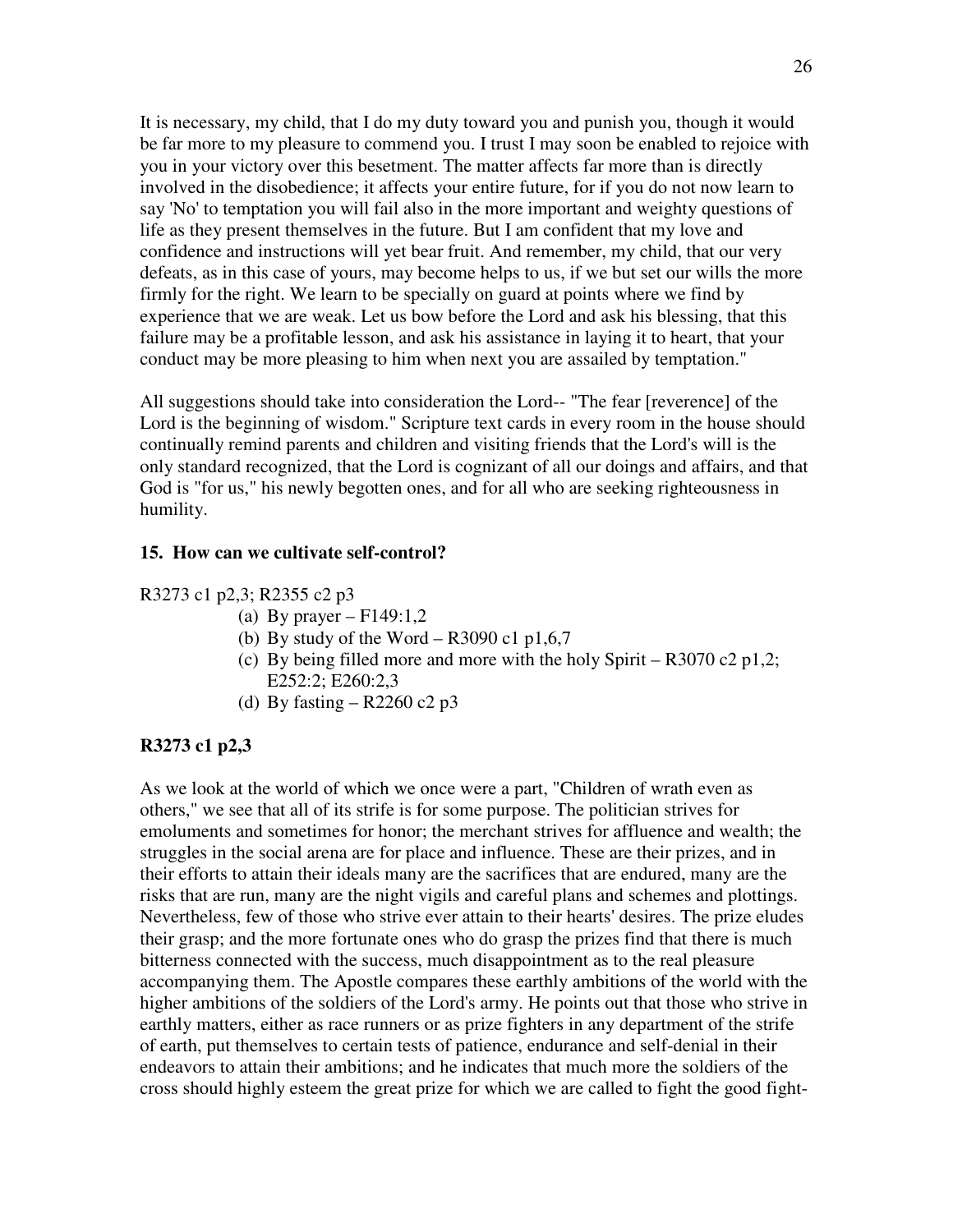It is necessary, my child, that I do my duty toward you and punish you, though it would be far more to my pleasure to commend you. I trust I may soon be enabled to rejoice with you in your victory over this besetment. The matter affects far more than is directly involved in the disobedience; it affects your entire future, for if you do not now learn to say 'No' to temptation you will fail also in the more important and weighty questions of life as they present themselves in the future. But I am confident that my love and confidence and instructions will yet bear fruit. And remember, my child, that our very defeats, as in this case of yours, may become helps to us, if we but set our wills the more firmly for the right. We learn to be specially on guard at points where we find by experience that we are weak. Let us bow before the Lord and ask his blessing, that this failure may be a profitable lesson, and ask his assistance in laying it to heart, that your conduct may be more pleasing to him when next you are assailed by temptation."

All suggestions should take into consideration the Lord-- "The fear [reverence] of the Lord is the beginning of wisdom." Scripture text cards in every room in the house should continually remind parents and children and visiting friends that the Lord's will is the only standard recognized, that the Lord is cognizant of all our doings and affairs, and that God is "for us," his newly begotten ones, and for all who are seeking righteousness in humility.

**15. How can we cultivate self-control?**

R3273 c1 p2,3; R2355 c2 p3

- (a) By prayer – F149:1,2
- (b) By study of the Word – R3090 c1 p1,6,7
- (c) By being filled more and more with the holy Spirit – R3070 c2 p1,2; E252:2; E260:2,3
- (d) By fasting – R2260 c2 p3

**R3273 c1 p2,3**

As we look at the world of which we once were a part, "Children of wrath even as others," we see that all of its strife is for some purpose. The politician strives for emoluments and sometimes for honor; the merchant strives for affluence and wealth; the struggles in the social arena are for place and influence. These are their prizes, and in their efforts to attain their ideals many are the sacrifices that are endured, many are the risks that are run, many are the night vigils and careful plans and schemes and plottings. Nevertheless, few of those who strive ever attain to their hearts' desires. The prize eludes their grasp; and the more fortunate ones who do grasp the prizes find that there is much bitterness connected with the success, much disappointment as to the real pleasure accompanying them. The Apostle compares these earthly ambitions of the world with the higher ambitions of the soldiers of the Lord's army. He points out that those who strive in earthly matters, either as race runners or as prize fighters in any department of the strife of earth, put themselves to certain tests of patience, endurance and self-denial in their endeavors to attain their ambitions; and he indicates that much more the soldiers of the cross should highly esteem the great prize for which we are called to fight the good fight-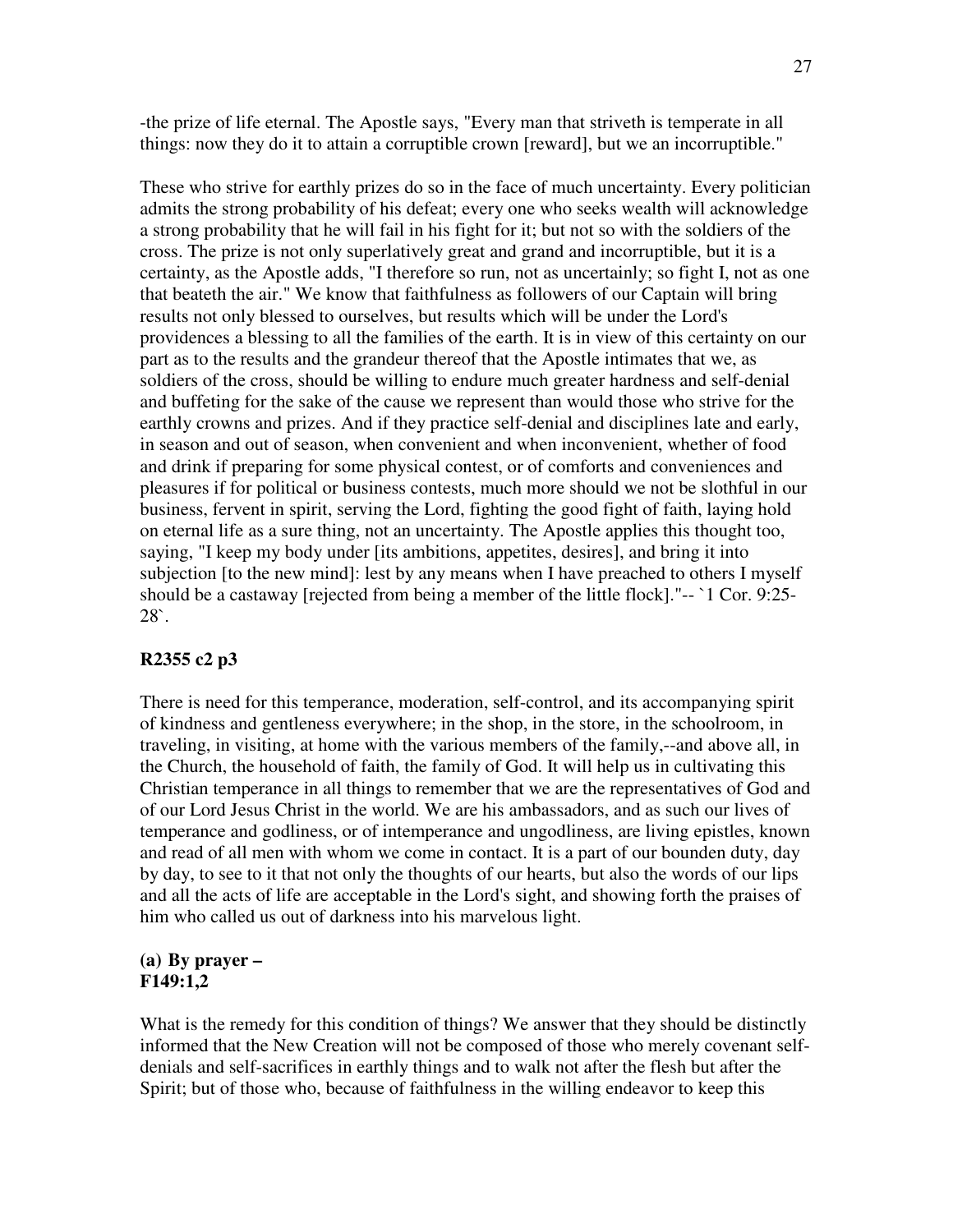-the prize of life eternal. The Apostle says, "Every man that striveth is temperate in all things: now they do it to attain a corruptible crown [reward], but we an incorruptible."

These who strive for earthly prizes do so in the face of much uncertainty. Every politician admits the strong probability of his defeat; every one who seeks wealth will acknowledge a strong probability that he will fail in his fight for it; but not so with the soldiers of the cross. The prize is not only superlatively great and grand and incorruptible, but it is a certainty, as the Apostle adds, "I therefore so run, not as uncertainly; so fight I, not as one that beateth the air." We know that faithfulness as followers of our Captain will bring results not only blessed to ourselves, but results which will be under the Lord's providences a blessing to all the families of the earth. It is in view of this certainty on our part as to the results and the grandeur thereof that the Apostle intimates that we, as soldiers of the cross, should be willing to endure much greater hardness and self-denial and buffeting for the sake of the cause we represent than would those who strive for the earthly crowns and prizes. And if they practice self-denial and disciplines late and early, in season and out of season, when convenient and when inconvenient, whether of food and drink if preparing for some physical contest, or of comforts and conveniences and pleasures if for political or business contests, much more should we not be slothful in our business, fervent in spirit, serving the Lord, fighting the good fight of faith, laying hold on eternal life as a sure thing, not an uncertainty. The Apostle applies this thought too, saying, "I keep my body under [its ambitions, appetites, desires], and bring it into subjection [to the new mind]: lest by any means when I have preached to others I myself should be a castaway [rejected from being a member of the little flock]."-- `1 Cor. 9:25-28`.

**R2355 c2 p3**

There is need for this temperance, moderation, self-control, and its accompanying spirit of kindness and gentleness everywhere; in the shop, in the store, in the schoolroom, in traveling, in visiting, at home with the various members of the family,--and above all, in the Church, the household of faith, the family of God. It will help us in cultivating this Christian temperance in all things to remember that we are the representatives of God and of our Lord Jesus Christ in the world. We are his ambassadors, and as such our lives of temperance and godliness, or of intemperance and ungodliness, are living epistles, known and read of all men with whom we come in contact. It is a part of our bounden duty, day by day, to see to it that not only the thoughts of our hearts, but also the words of our lips and all the acts of life are acceptable in the Lord's sight, and showing forth the praises of him who called us out of darkness into his marvelous light.

**(a) By prayer –**
**F149:1,2**

What is the remedy for this condition of things? We answer that they should be distinctly informed that the New Creation will not be composed of those who merely covenant self-denials and self-sacrifices in earthly things and to walk not after the flesh but after the Spirit; but of those who, because of faithfulness in the willing endeavor to keep this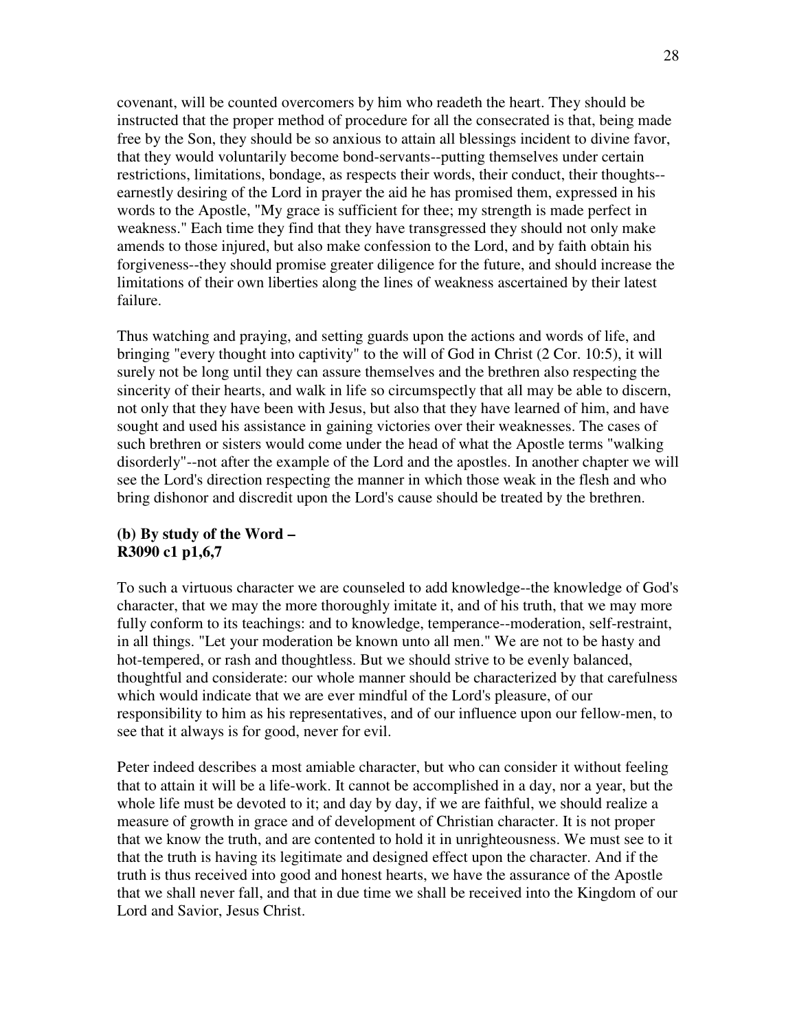covenant, will be counted overcomers by him who readeth the heart. They should be instructed that the proper method of procedure for all the consecrated is that, being made free by the Son, they should be so anxious to attain all blessings incident to divine favor, that they would voluntarily become bond-servants--putting themselves under certain restrictions, limitations, bondage, as respects their words, their conduct, their thoughts--earnestly desiring of the Lord in prayer the aid he has promised them, expressed in his words to the Apostle, "My grace is sufficient for thee; my strength is made perfect in weakness." Each time they find that they have transgressed they should not only make amends to those injured, but also make confession to the Lord, and by faith obtain his forgiveness--they should promise greater diligence for the future, and should increase the limitations of their own liberties along the lines of weakness ascertained by their latest failure.

Thus watching and praying, and setting guards upon the actions and words of life, and bringing "every thought into captivity" to the will of God in Christ (2 Cor. 10:5), it will surely not be long until they can assure themselves and the brethren also respecting the sincerity of their hearts, and walk in life so circumspectly that all may be able to discern, not only that they have been with Jesus, but also that they have learned of him, and have sought and used his assistance in gaining victories over their weaknesses. The cases of such brethren or sisters would come under the head of what the Apostle terms "walking disorderly"--not after the example of the Lord and the apostles. In another chapter we will see the Lord's direction respecting the manner in which those weak in the flesh and who bring dishonor and discredit upon the Lord's cause should be treated by the brethren.

**(b) By study of the Word –**
**R3090 c1 p1,6,7**

To such a virtuous character we are counseled to add knowledge--the knowledge of God's character, that we may the more thoroughly imitate it, and of his truth, that we may more fully conform to its teachings: and to knowledge, temperance--moderation, self-restraint, in all things. "Let your moderation be known unto all men." We are not to be hasty and hot-tempered, or rash and thoughtless. But we should strive to be evenly balanced, thoughtful and considerate: our whole manner should be characterized by that carefulness which would indicate that we are ever mindful of the Lord's pleasure, of our responsibility to him as his representatives, and of our influence upon our fellow-men, to see that it always is for good, never for evil.

Peter indeed describes a most amiable character, but who can consider it without feeling that to attain it will be a life-work. It cannot be accomplished in a day, nor a year, but the whole life must be devoted to it; and day by day, if we are faithful, we should realize a measure of growth in grace and of development of Christian character. It is not proper that we know the truth, and are contented to hold it in unrighteousness. We must see to it that the truth is having its legitimate and designed effect upon the character. And if the truth is thus received into good and honest hearts, we have the assurance of the Apostle that we shall never fall, and that in due time we shall be received into the Kingdom of our Lord and Savior, Jesus Christ.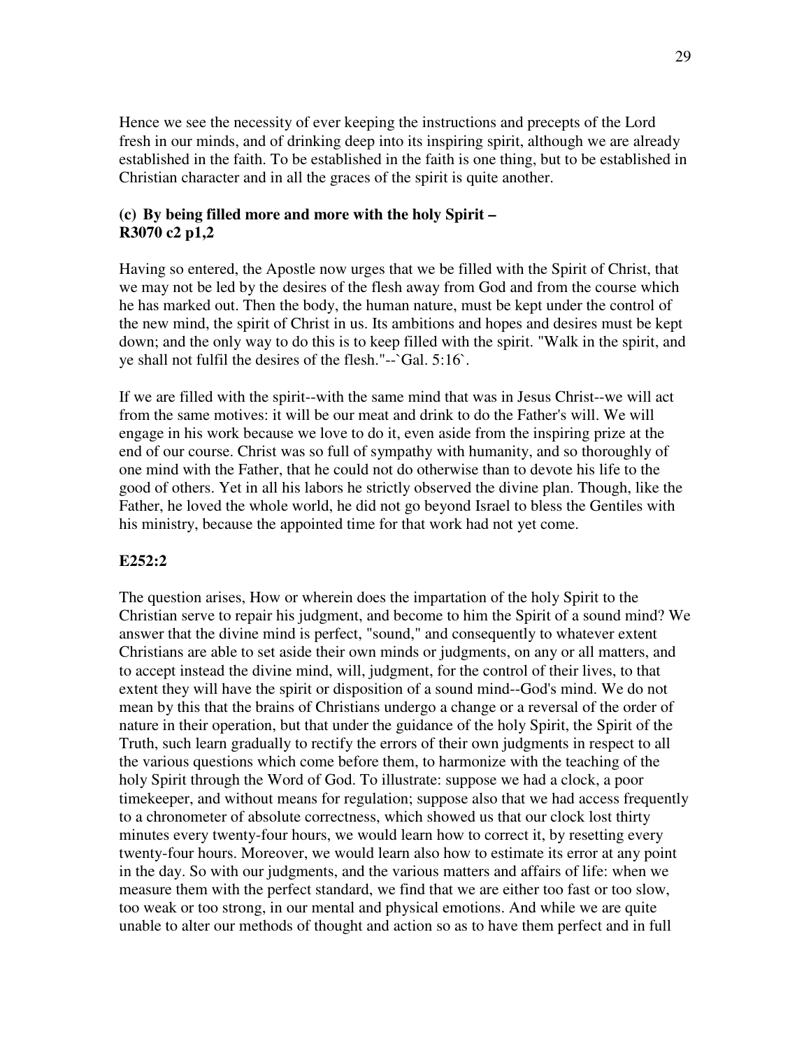Hence we see the necessity of ever keeping the instructions and precepts of the Lord fresh in our minds, and of drinking deep into its inspiring spirit, although we are already established in the faith. To be established in the faith is one thing, but to be established in Christian character and in all the graces of the spirit is quite another.

**(c) By being filled more and more with the holy Spirit – R3070 c2 p1,2**

Having so entered, the Apostle now urges that we be filled with the Spirit of Christ, that we may not be led by the desires of the flesh away from God and from the course which he has marked out. Then the body, the human nature, must be kept under the control of the new mind, the spirit of Christ in us. Its ambitions and hopes and desires must be kept down; and the only way to do this is to keep filled with the spirit. "Walk in the spirit, and ye shall not fulfil the desires of the flesh."--`Gal. 5:16`.

If we are filled with the spirit--with the same mind that was in Jesus Christ--we will act from the same motives: it will be our meat and drink to do the Father's will. We will engage in his work because we love to do it, even aside from the inspiring prize at the end of our course. Christ was so full of sympathy with humanity, and so thoroughly of one mind with the Father, that he could not do otherwise than to devote his life to the good of others. Yet in all his labors he strictly observed the divine plan. Though, like the Father, he loved the whole world, he did not go beyond Israel to bless the Gentiles with his ministry, because the appointed time for that work had not yet come.

**E252:2**

The question arises, How or wherein does the impartation of the holy Spirit to the Christian serve to repair his judgment, and become to him the Spirit of a sound mind? We answer that the divine mind is perfect, "sound," and consequently to whatever extent Christians are able to set aside their own minds or judgments, on any or all matters, and to accept instead the divine mind, will, judgment, for the control of their lives, to that extent they will have the spirit or disposition of a sound mind--God's mind. We do not mean by this that the brains of Christians undergo a change or a reversal of the order of nature in their operation, but that under the guidance of the holy Spirit, the Spirit of the Truth, such learn gradually to rectify the errors of their own judgments in respect to all the various questions which come before them, to harmonize with the teaching of the holy Spirit through the Word of God. To illustrate: suppose we had a clock, a poor timekeeper, and without means for regulation; suppose also that we had access frequently to a chronometer of absolute correctness, which showed us that our clock lost thirty minutes every twenty-four hours, we would learn how to correct it, by resetting every twenty-four hours. Moreover, we would learn also how to estimate its error at any point in the day. So with our judgments, and the various matters and affairs of life: when we measure them with the perfect standard, we find that we are either too fast or too slow, too weak or too strong, in our mental and physical emotions. And while we are quite unable to alter our methods of thought and action so as to have them perfect and in full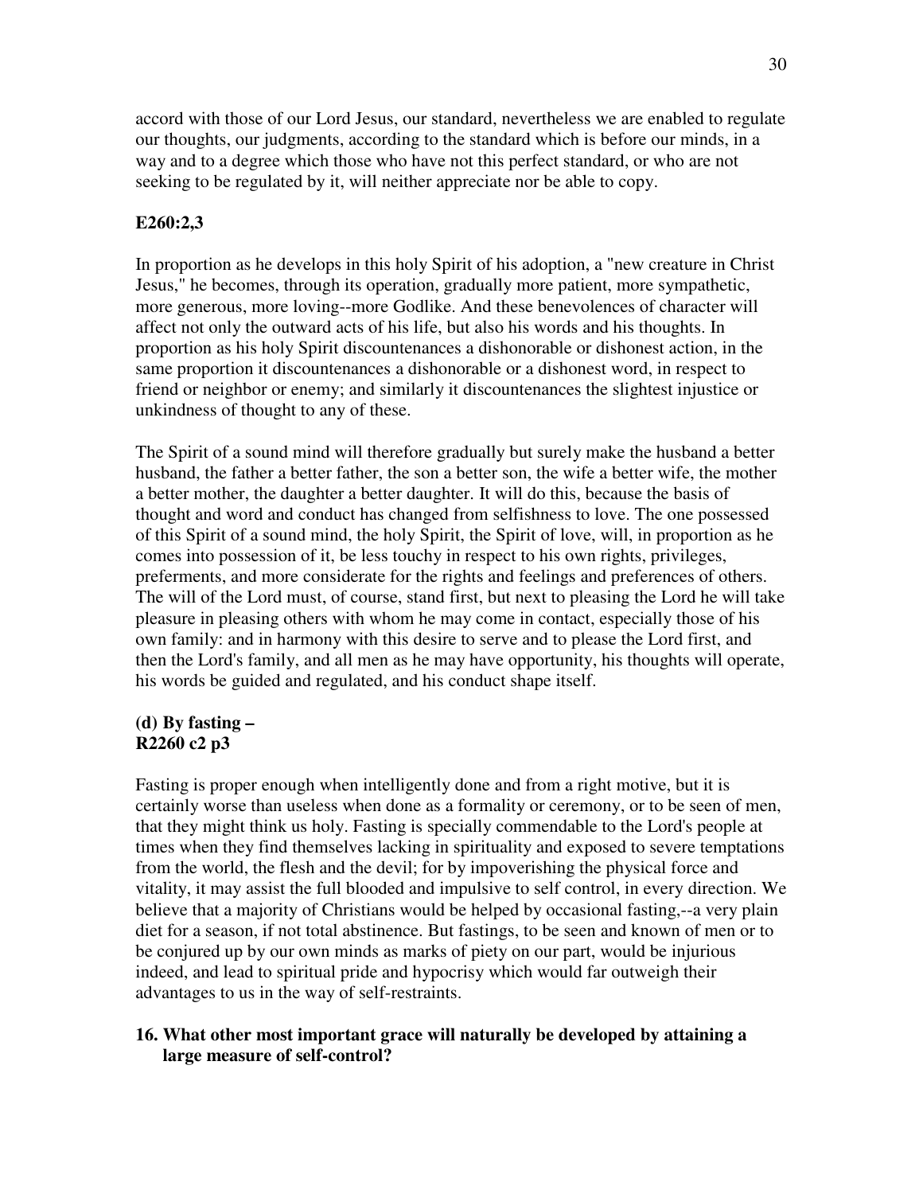accord with those of our Lord Jesus, our standard, nevertheless we are enabled to regulate our thoughts, our judgments, according to the standard which is before our minds, in a way and to a degree which those who have not this perfect standard, or who are not seeking to be regulated by it, will neither appreciate nor be able to copy.

**E260:2,3**

In proportion as he develops in this holy Spirit of his adoption, a "new creature in Christ Jesus," he becomes, through its operation, gradually more patient, more sympathetic, more generous, more loving--more Godlike. And these benevolences of character will affect not only the outward acts of his life, but also his words and his thoughts. In proportion as his holy Spirit discountenances a dishonorable or dishonest action, in the same proportion it discountenances a dishonorable or a dishonest word, in respect to friend or neighbor or enemy; and similarly it discountenances the slightest injustice or unkindness of thought to any of these.

The Spirit of a sound mind will therefore gradually but surely make the husband a better husband, the father a better father, the son a better son, the wife a better wife, the mother a better mother, the daughter a better daughter. It will do this, because the basis of thought and word and conduct has changed from selfishness to love. The one possessed of this Spirit of a sound mind, the holy Spirit, the Spirit of love, will, in proportion as he comes into possession of it, be less touchy in respect to his own rights, privileges, preferments, and more considerate for the rights and feelings and preferences of others. The will of the Lord must, of course, stand first, but next to pleasing the Lord he will take pleasure in pleasing others with whom he may come in contact, especially those of his own family: and in harmony with this desire to serve and to please the Lord first, and then the Lord's family, and all men as he may have opportunity, his thoughts will operate, his words be guided and regulated, and his conduct shape itself.

**(d) By fasting –**
**R2260 c2 p3**

Fasting is proper enough when intelligently done and from a right motive, but it is certainly worse than useless when done as a formality or ceremony, or to be seen of men, that they might think us holy. Fasting is specially commendable to the Lord's people at times when they find themselves lacking in spirituality and exposed to severe temptations from the world, the flesh and the devil; for by impoverishing the physical force and vitality, it may assist the full blooded and impulsive to self control, in every direction. We believe that a majority of Christians would be helped by occasional fasting,--a very plain diet for a season, if not total abstinence. But fastings, to be seen and known of men or to be conjured up by our own minds as marks of piety on our part, would be injurious indeed, and lead to spiritual pride and hypocrisy which would far outweigh their advantages to us in the way of self-restraints.

**16. What other most important grace will naturally be developed by attaining a large measure of self-control?**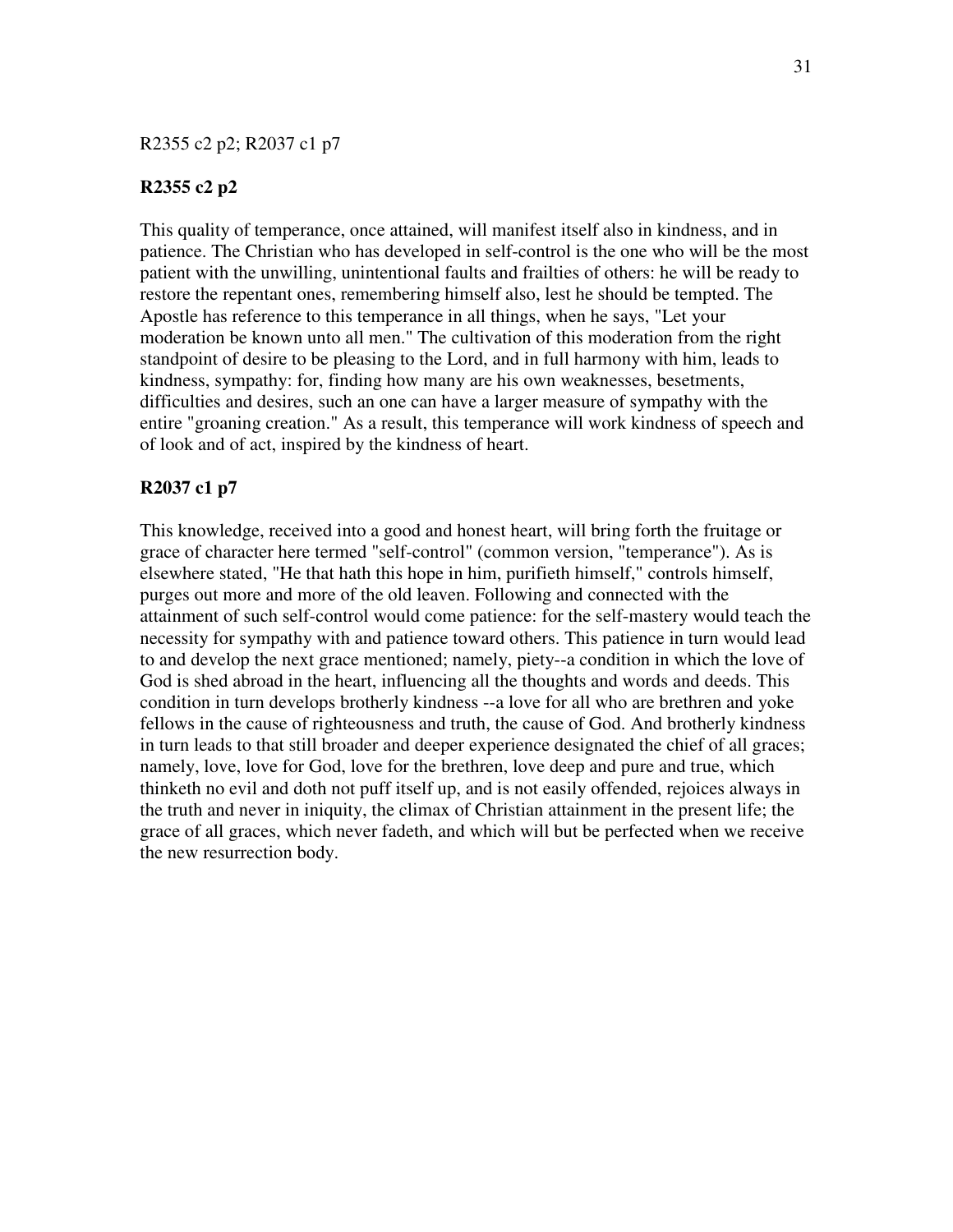R2355 c2 p2; R2037 c1 p7

**R2355 c2 p2**

This quality of temperance, once attained, will manifest itself also in kindness, and in patience. The Christian who has developed in self-control is the one who will be the most patient with the unwilling, unintentional faults and frailties of others: he will be ready to restore the repentant ones, remembering himself also, lest he should be tempted. The Apostle has reference to this temperance in all things, when he says, "Let your moderation be known unto all men." The cultivation of this moderation from the right standpoint of desire to be pleasing to the Lord, and in full harmony with him, leads to kindness, sympathy: for, finding how many are his own weaknesses, besetments, difficulties and desires, such an one can have a larger measure of sympathy with the entire "groaning creation." As a result, this temperance will work kindness of speech and of look and of act, inspired by the kindness of heart.

**R2037 c1 p7**

This knowledge, received into a good and honest heart, will bring forth the fruitage or grace of character here termed "self-control" (common version, "temperance"). As is elsewhere stated, "He that hath this hope in him, purifieth himself," controls himself, purges out more and more of the old leaven. Following and connected with the attainment of such self-control would come patience: for the self-mastery would teach the necessity for sympathy with and patience toward others. This patience in turn would lead to and develop the next grace mentioned; namely, piety--a condition in which the love of God is shed abroad in the heart, influencing all the thoughts and words and deeds. This condition in turn develops brotherly kindness --a love for all who are brethren and yoke fellows in the cause of righteousness and truth, the cause of God. And brotherly kindness in turn leads to that still broader and deeper experience designated the chief of all graces; namely, love, love for God, love for the brethren, love deep and pure and true, which thinketh no evil and doth not puff itself up, and is not easily offended, rejoices always in the truth and never in iniquity, the climax of Christian attainment in the present life; the grace of all graces, which never fadeth, and which will but be perfected when we receive the new resurrection body.